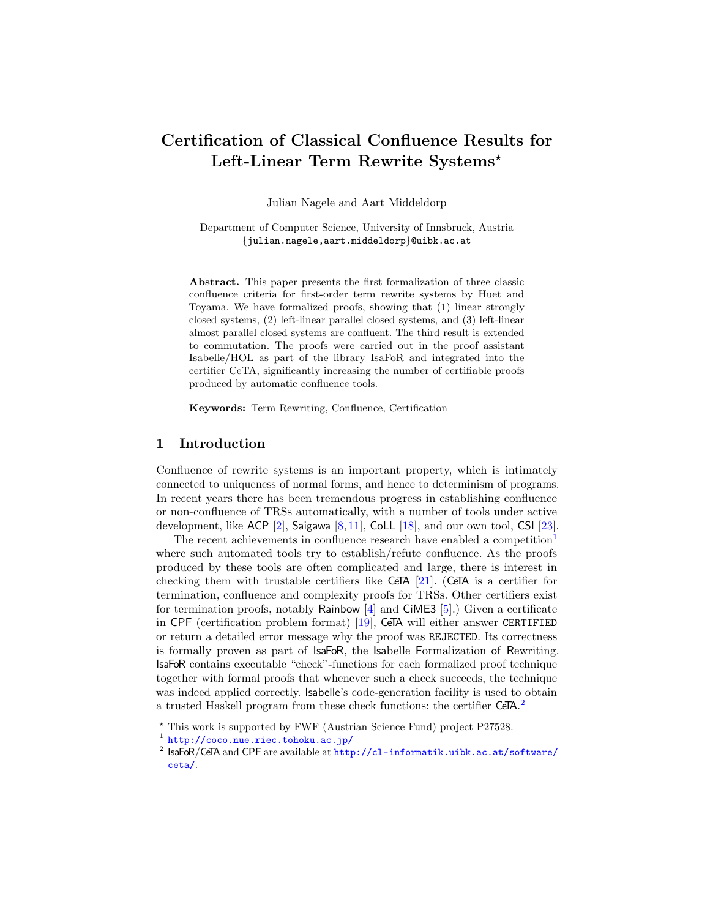# Certification of Classical Confluence Results for Left-Linear Term Rewrite Systems*

Julian Nagele and Aart Middeldorp

Department of Computer Science, University of Innsbruck, Austria
{julian.nagele,aart.middeldorp}@uibk.ac.at

**Abstract.** This paper presents the first formalization of three classic confluence criteria for first-order term rewrite systems by Huet and Toyama. We have formalized proofs, showing that (1) linear strongly closed systems, (2) left-linear parallel closed systems, and (3) left-linear almost parallel closed systems are confluent. The third result is extended to commutation. The proofs were carried out in the proof assistant Isabelle/HOL as part of the library IsaFoR and integrated into the certifier CeTA, significantly increasing the number of certifiable proofs produced by automatic confluence tools.

**Keywords:** Term Rewriting, Confluence, Certification

## 1 Introduction

Confluence of rewrite systems is an important property, which is intimately connected to uniqueness of normal forms, and hence to determinism of programs. In recent years there has been tremendous progress in establishing confluence or non-confluence of TRSs automatically, with a number of tools under active development, like ACP [2], Saigawa [8,11], CoLL [18], and our own tool, CSI [23].

The recent achievements in confluence research have enabled a competition[1] where such automated tools try to establish/refute confluence. As the proofs produced by these tools are often complicated and large, there is interest in checking them with trustable certifiers like CeTA [21]. (CeTA is a certifier for termination, confluence and complexity proofs for TRSs. Other certifiers exist for termination proofs, notably Rainbow [4] and CiME3 [5].) Given a certificate in CPF (certification problem format) [19], CeTA will either answer CERTIFIED or return a detailed error message why the proof was REJECTED. Its correctness is formally proven as part of IsaFoR, the Isabelle Formalization of Rewriting. IsaFoR contains executable "check"-functions for each formalized proof technique together with formal proofs that whenever such a check succeeds, the technique was indeed applied correctly. Isabelle's code-generation facility is used to obtain a trusted Haskell program from these check functions: the certifier CeTA.[2]

* This work is supported by FWF (Austrian Science Fund) project P27528.

[1] http://coco.nue.riec.tohoku.ac.jp/

[2] IsaFoR/CeTA and CPF are available at http://cl-informatik.uibk.ac.at/software/ceta/.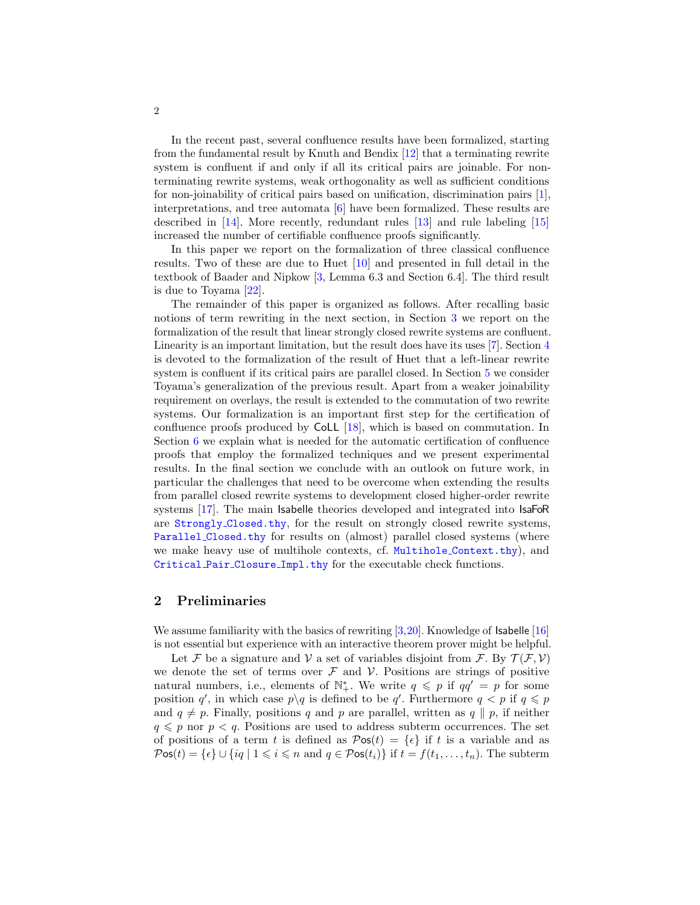In the recent past, several confluence results have been formalized, starting from the fundamental result by Knuth and Bendix [12] that a terminating rewrite system is confluent if and only if all its critical pairs are joinable. For non-terminating rewrite systems, weak orthogonality as well as sufficient conditions for non-joinability of critical pairs based on unification, discrimination pairs [1], interpretations, and tree automata [6] have been formalized. These results are described in [14]. More recently, redundant rules [13] and rule labeling [15] increased the number of certifiable confluence proofs significantly.

In this paper we report on the formalization of three classical confluence results. Two of these are due to Huet [10] and presented in full detail in the textbook of Baader and Nipkow [3, Lemma 6.3 and Section 6.4]. The third result is due to Toyama [22].

The remainder of this paper is organized as follows. After recalling basic notions of term rewriting in the next section, in Section 3 we report on the formalization of the result that linear strongly closed rewrite systems are confluent. Linearity is an important limitation, but the result does have its uses [7]. Section 4 is devoted to the formalization of the result of Huet that a left-linear rewrite system is confluent if its critical pairs are parallel closed. In Section 5 we consider Toyama's generalization of the previous result. Apart from a weaker joinability requirement on overlays, the result is extended to the commutation of two rewrite systems. Our formalization is an important first step for the certification of confluence proofs produced by CoLL [18], which is based on commutation. In Section 6 we explain what is needed for the automatic certification of confluence proofs that employ the formalized techniques and we present experimental results. In the final section we conclude with an outlook on future work, in particular the challenges that need to be overcome when extending the results from parallel closed rewrite systems to development closed higher-order rewrite systems [17]. The main Isabelle theories developed and integrated into IsaFoR are Strongly_Closed.thy, for the result on strongly closed rewrite systems, Parallel_Closed.thy for results on (almost) parallel closed systems (where we make heavy use of multihole contexts, cf. Multihole_Context.thy), and Critical_Pair_Closure_Impl.thy for the executable check functions.

## 2 Preliminaries

We assume familiarity with the basics of rewriting [3,20]. Knowledge of Isabelle [16] is not essential but experience with an interactive theorem prover might be helpful.

Let $\mathcal{F}$ be a signature and $\mathcal{V}$ a set of variables disjoint from $\mathcal{F}$. By $\mathcal{T}(\mathcal{F},\mathcal{V})$ we denote the set of terms over $\mathcal{F}$ and $\mathcal{V}$. Positions are strings of positive natural numbers, i.e., elements of $\mathbb{N}_+^*$. We write $q \leqslant p$ if $qq' = p$ for some position $q'$, in which case $p \backslash q$ is defined to be $q'$. Furthermore $q < p$ if $q \leqslant p$ and $q \neq p$. Finally, positions $q$ and $p$ are parallel, written as $q \parallel p$, if neither $q \leqslant p$ nor $p < q$. Positions are used to address subterm occurrences. The set of positions of a term $t$ is defined as $\mathcal{P}\mathsf{os}(t) = \{\epsilon\}$ if $t$ is a variable and as $\mathcal{P}\mathsf{os}(t) = \{\epsilon\} \cup \{iq \mid 1 \leqslant i \leqslant n \text{ and } q \in \mathcal{P}\mathsf{os}(t_i)\}$ if $t = f(t_1,\ldots,t_n)$. The subterm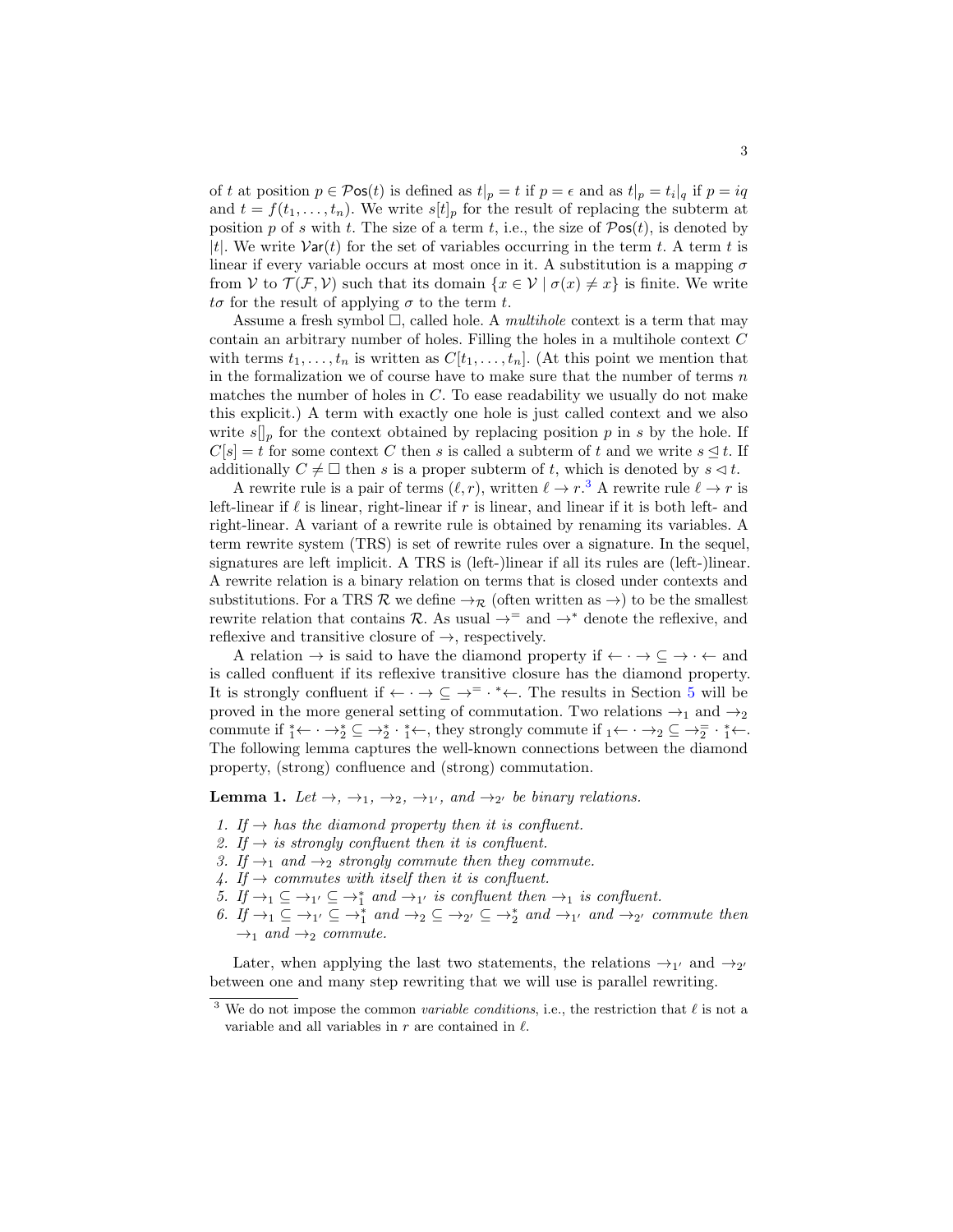of $t$ at position $p \in \mathcal{P}\mathsf{os}(t)$ is defined as $t|_p = t$ if $p = \epsilon$ and as $t|_p = t_i|_q$ if $p = iq$ and $t = f(t_1, \ldots, t_n)$. We write $s[t]_p$ for the result of replacing the subterm at position $p$ of $s$ with $t$. The size of a term $t$, i.e., the size of $\mathcal{P}\mathsf{os}(t)$, is denoted by $|t|$. We write $\mathcal{V}\mathsf{ar}(t)$ for the set of variables occurring in the term $t$. A term $t$ is linear if every variable occurs at most once in it. A substitution is a mapping $\sigma$ from $\mathcal{V}$ to $\mathcal{T}(\mathcal{F}, \mathcal{V})$ such that its domain $\{x \in \mathcal{V} \mid \sigma(x) \neq x\}$ is finite. We write $t\sigma$ for the result of applying $\sigma$ to the term $t$.

Assume a fresh symbol $\Box$, called hole. A *multihole* context is a term that may contain an arbitrary number of holes. Filling the holes in a multihole context $C$ with terms $t_1, \ldots, t_n$ is written as $C[t_1, \ldots, t_n]$. (At this point we mention that in the formalization we of course have to make sure that the number of terms $n$ matches the number of holes in $C$. To ease readability we usually do not make this explicit.) A term with exactly one hole is just called context and we also write $s[]_p$ for the context obtained by replacing position $p$ in $s$ by the hole. If $C[s] = t$ for some context $C$ then $s$ is called a subterm of $t$ and we write $s \trianglelefteq t$. If additionally $C \neq \Box$ then $s$ is a proper subterm of $t$, which is denoted by $s \triangleleft t$.

A rewrite rule is a pair of terms $(\ell, r)$, written $\ell \to r$.[3] A rewrite rule $\ell \to r$ is left-linear if $\ell$ is linear, right-linear if $r$ is linear, and linear if it is both left- and right-linear. A variant of a rewrite rule is obtained by renaming its variables. A term rewrite system (TRS) is set of rewrite rules over a signature. In the sequel, signatures are left implicit. A TRS is (left-)linear if all its rules are (left-)linear. A rewrite relation is a binary relation on terms that is closed under contexts and substitutions. For a TRS $\mathcal{R}$ we define $\to_{\mathcal{R}}$ (often written as $\to$) to be the smallest rewrite relation that contains $\mathcal{R}$. As usual $\to^=$ and $\to^*$ denote the reflexive, and reflexive and transitive closure of $\to$, respectively.

A relation $\to$ is said to have the diamond property if $\leftarrow \cdot \to \subseteq \to \cdot \leftarrow$ and is called confluent if its reflexive transitive closure has the diamond property. It is strongly confluent if $\leftarrow \cdot \to \subseteq \to^= \cdot {}^*\!\leftarrow$. The results in Section 5 will be proved in the more general setting of commutation. Two relations $\to_1$ and $\to_2$ commute if ${}_1^*\!\leftarrow \cdot \to_2^* \subseteq \to_2^* \cdot {}_1^*\!\leftarrow$, they strongly commute if ${}_1\!\leftarrow \cdot \to_2 \subseteq \to_2^= \cdot {}_1^*\!\leftarrow$. The following lemma captures the well-known connections between the diamond property, (strong) confluence and (strong) commutation.

**Lemma 1.** *Let $\to$, $\to_1$, $\to_2$, $\to_{1'}$, and $\to_{2'}$ be binary relations.*

1. *If $\to$ has the diamond property then it is confluent.*
2. *If $\to$ is strongly confluent then it is confluent.*
3. *If $\to_1$ and $\to_2$ strongly commute then they commute.*
4. *If $\to$ commutes with itself then it is confluent.*
5. *If $\to_1 \subseteq \to_{1'} \subseteq \to_1^*$ and $\to_{1'}$ is confluent then $\to_1$ is confluent.*
6. *If $\to_1 \subseteq \to_{1'} \subseteq \to_1^*$ and $\to_2 \subseteq \to_{2'} \subseteq \to_2^*$ and $\to_{1'}$ and $\to_{2'}$ commute then $\to_1$ and $\to_2$ commute.*

Later, when applying the last two statements, the relations $\to_{1'}$ and $\to_{2'}$ between one and many step rewriting that we will use is parallel rewriting.

[3] We do not impose the common *variable conditions*, i.e., the restriction that $\ell$ is not a variable and all variables in $r$ are contained in $\ell$.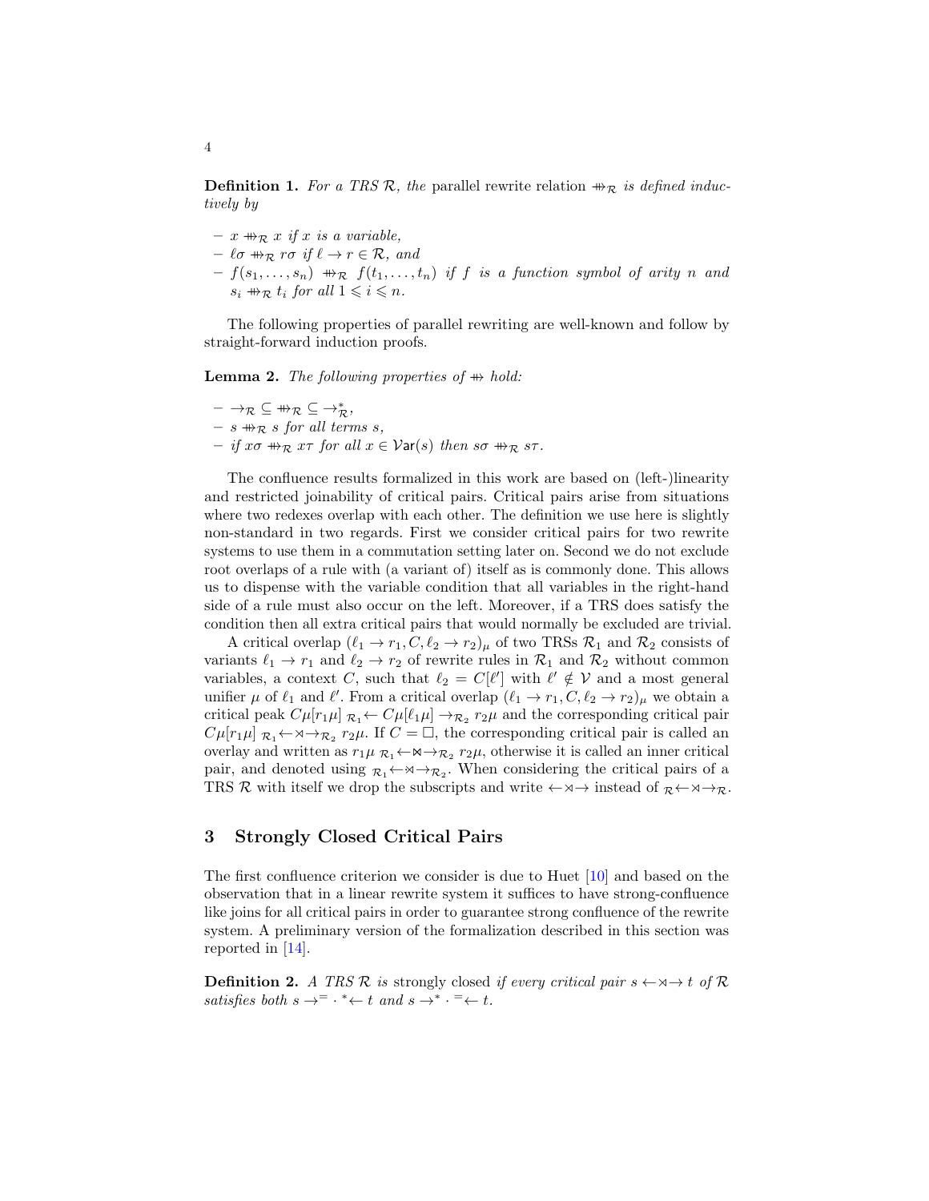**Definition 1.** *For a TRS $\mathcal{R}$, the* parallel rewrite relation $\mathrel{+\!\!\!\!\rightarrow}_{\mathcal{R}}$ *is defined inductively by*

- $x \mathrel{+\!\!\!\!\rightarrow}_{\mathcal{R}} x$ *if $x$ is a variable,*
- $\ell\sigma \mathrel{+\!\!\!\!\rightarrow}_{\mathcal{R}} r\sigma$ *if $\ell \to r \in \mathcal{R}$, and*
- $f(s_1, \ldots, s_n) \mathrel{+\!\!\!\!\rightarrow}_{\mathcal{R}} f(t_1, \ldots, t_n)$ *if $f$ is a function symbol of arity $n$ and $s_i \mathrel{+\!\!\!\!\rightarrow}_{\mathcal{R}} t_i$ for all $1 \leqslant i \leqslant n$.*

The following properties of parallel rewriting are well-known and follow by straight-forward induction proofs.

**Lemma 2.** *The following properties of $\mathrel{+\!\!\!\!\rightarrow}$ hold:*

- $\to_{\mathcal{R}} \subseteq \mathrel{+\!\!\!\!\rightarrow}_{\mathcal{R}} \subseteq \to^*_{\mathcal{R}}$,
- $s \mathrel{+\!\!\!\!\rightarrow}_{\mathcal{R}} s$ *for all terms $s$,*
- *if $x\sigma \mathrel{+\!\!\!\!\rightarrow}_{\mathcal{R}} x\tau$ for all $x \in \mathcal{V}\mathsf{ar}(s)$ then $s\sigma \mathrel{+\!\!\!\!\rightarrow}_{\mathcal{R}} s\tau$.*

The confluence results formalized in this work are based on (left-)linearity and restricted joinability of critical pairs. Critical pairs arise from situations where two redexes overlap with each other. The definition we use here is slightly non-standard in two regards. First we consider critical pairs for two rewrite systems to use them in a commutation setting later on. Second we do not exclude root overlaps of a rule with (a variant of) itself as is commonly done. This allows us to dispense with the variable condition that all variables in the right-hand side of a rule must also occur on the left. Moreover, if a TRS does satisfy the condition then all extra critical pairs that would normally be excluded are trivial.

A critical overlap $(\ell_1 \to r_1, C, \ell_2 \to r_2)_\mu$ of two TRSs $\mathcal{R}_1$ and $\mathcal{R}_2$ consists of variants $\ell_1 \to r_1$ and $\ell_2 \to r_2$ of rewrite rules in $\mathcal{R}_1$ and $\mathcal{R}_2$ without common variables, a context $C$, such that $\ell_2 = C[\ell']$ with $\ell' \notin \mathcal{V}$ and a most general unifier $\mu$ of $\ell_1$ and $\ell'$. From a critical overlap $(\ell_1 \to r_1, C, \ell_2 \to r_2)_\mu$ we obtain a critical peak $C\mu[r_1\mu] \; {}_{\mathcal{R}_1}\!\leftarrow C\mu[\ell_1\mu] \to_{\mathcal{R}_2} r_2\mu$ and the corresponding critical pair $C\mu[r_1\mu] \; {}_{\mathcal{R}_1}\!\leftarrow\!\rtimes\!\to_{\mathcal{R}_2} r_2\mu$. If $C = \square$, the corresponding critical pair is called an overlay and written as $r_1\mu \; {}_{\mathcal{R}_1}\!\leftarrow\!\bowtie\!\to_{\mathcal{R}_2} r_2\mu$, otherwise it is called an inner critical pair, and denoted using ${}_{\mathcal{R}_1}\!\leftarrow\!\rtimes\!\to_{\mathcal{R}_2}$. When considering the critical pairs of a TRS $\mathcal{R}$ with itself we drop the subscripts and write $\leftarrow\!\rtimes\!\to$ instead of ${}_{\mathcal{R}}\!\leftarrow\!\rtimes\!\to_{\mathcal{R}}$.

## 3 Strongly Closed Critical Pairs

The first confluence criterion we consider is due to Huet [10] and based on the observation that in a linear rewrite system it suffices to have strong-confluence like joins for all critical pairs in order to guarantee strong confluence of the rewrite system. A preliminary version of the formalization described in this section was reported in [14].

**Definition 2.** *A TRS $\mathcal{R}$ is* strongly closed *if every critical pair $s \leftarrow\!\rtimes\!\to t$ of $\mathcal{R}$ satisfies both $s \to^= \cdot \, {}^*\!\leftarrow t$ and $s \to^* \cdot \, {}^=\!\leftarrow t$.*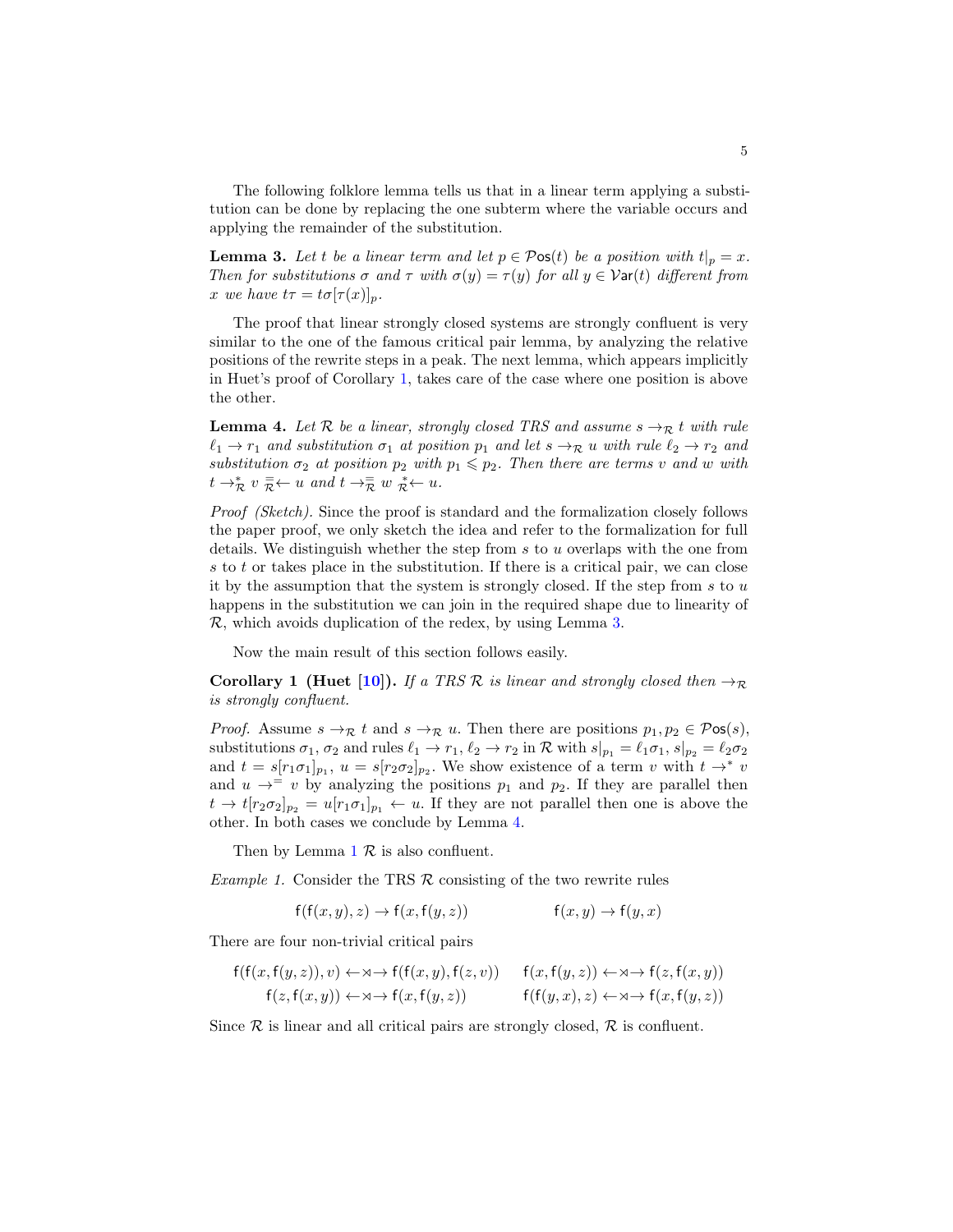The following folklore lemma tells us that in a linear term applying a substitution can be done by replacing the one subterm where the variable occurs and applying the remainder of the substitution.

**Lemma 3.** *Let $t$ be a linear term and let $p \in \mathcal{P}\mathsf{os}(t)$ be a position with $t|_p = x$. Then for substitutions $\sigma$ and $\tau$ with $\sigma(y) = \tau(y)$ for all $y \in \mathcal{V}\mathsf{ar}(t)$ different from $x$ we have $t\tau = t\sigma[\tau(x)]_p$.*

The proof that linear strongly closed systems are strongly confluent is very similar to the one of the famous critical pair lemma, by analyzing the relative positions of the rewrite steps in a peak. The next lemma, which appears implicitly in Huet's proof of Corollary 1, takes care of the case where one position is above the other.

**Lemma 4.** *Let $\mathcal{R}$ be a linear, strongly closed TRS and assume $s \to_\mathcal{R} t$ with rule $\ell_1 \to r_1$ and substitution $\sigma_1$ at position $p_1$ and let $s \to_\mathcal{R} u$ with rule $\ell_2 \to r_2$ and substitution $\sigma_2$ at position $p_2$ with $p_1 \leqslant p_2$. Then there are terms $v$ and $w$ with $t \to^*_\mathcal{R} v \;{}_\mathcal{R}^{=}\!\!\leftarrow u$ and $t \to^=_\mathcal{R} w \;{}_\mathcal{R}^{*}\!\!\leftarrow u$.*

*Proof (Sketch).* Since the proof is standard and the formalization closely follows the paper proof, we only sketch the idea and refer to the formalization for full details. We distinguish whether the step from $s$ to $u$ overlaps with the one from $s$ to $t$ or takes place in the substitution. If there is a critical pair, we can close it by the assumption that the system is strongly closed. If the step from $s$ to $u$ happens in the substitution we can join in the required shape due to linearity of $\mathcal{R}$, which avoids duplication of the redex, by using Lemma 3.

Now the main result of this section follows easily.

**Corollary 1 (Huet [10]).** *If a TRS $\mathcal{R}$ is linear and strongly closed then $\to_\mathcal{R}$ is strongly confluent.*

*Proof.* Assume $s \to_\mathcal{R} t$ and $s \to_\mathcal{R} u$. Then there are positions $p_1, p_2 \in \mathcal{P}\mathsf{os}(s)$, substitutions $\sigma_1$, $\sigma_2$ and rules $\ell_1 \to r_1$, $\ell_2 \to r_2$ in $\mathcal{R}$ with $s|_{p_1} = \ell_1\sigma_1$, $s|_{p_2} = \ell_2\sigma_2$ and $t = s[r_1\sigma_1]_{p_1}$, $u = s[r_2\sigma_2]_{p_2}$. We show existence of a term $v$ with $t \to^* v$ and $u \to^= v$ by analyzing the positions $p_1$ and $p_2$. If they are parallel then $t \to t[r_2\sigma_2]_{p_2} = u[r_1\sigma_1]_{p_1} \leftarrow u$. If they are not parallel then one is above the other. In both cases we conclude by Lemma 4.

Then by Lemma 1 $\mathcal{R}$ is also confluent.

*Example 1.* Consider the TRS $\mathcal{R}$ consisting of the two rewrite rules

$$\mathsf{f}(\mathsf{f}(x,y),z) \to \mathsf{f}(x,\mathsf{f}(y,z)) \qquad\qquad \mathsf{f}(x,y) \to \mathsf{f}(y,x)$$

There are four non-trivial critical pairs

$$\mathsf{f}(\mathsf{f}(x,\mathsf{f}(y,z)),v) \leftarrow\!\rtimes\!\to \mathsf{f}(\mathsf{f}(x,y),\mathsf{f}(z,v)) \qquad \mathsf{f}(x,\mathsf{f}(y,z)) \leftarrow\!\rtimes\!\to \mathsf{f}(z,\mathsf{f}(x,y))$$
$$\mathsf{f}(z,\mathsf{f}(x,y)) \leftarrow\!\rtimes\!\to \mathsf{f}(x,\mathsf{f}(y,z)) \qquad \mathsf{f}(\mathsf{f}(y,x),z) \leftarrow\!\rtimes\!\to \mathsf{f}(x,\mathsf{f}(y,z))$$

Since $\mathcal{R}$ is linear and all critical pairs are strongly closed, $\mathcal{R}$ is confluent.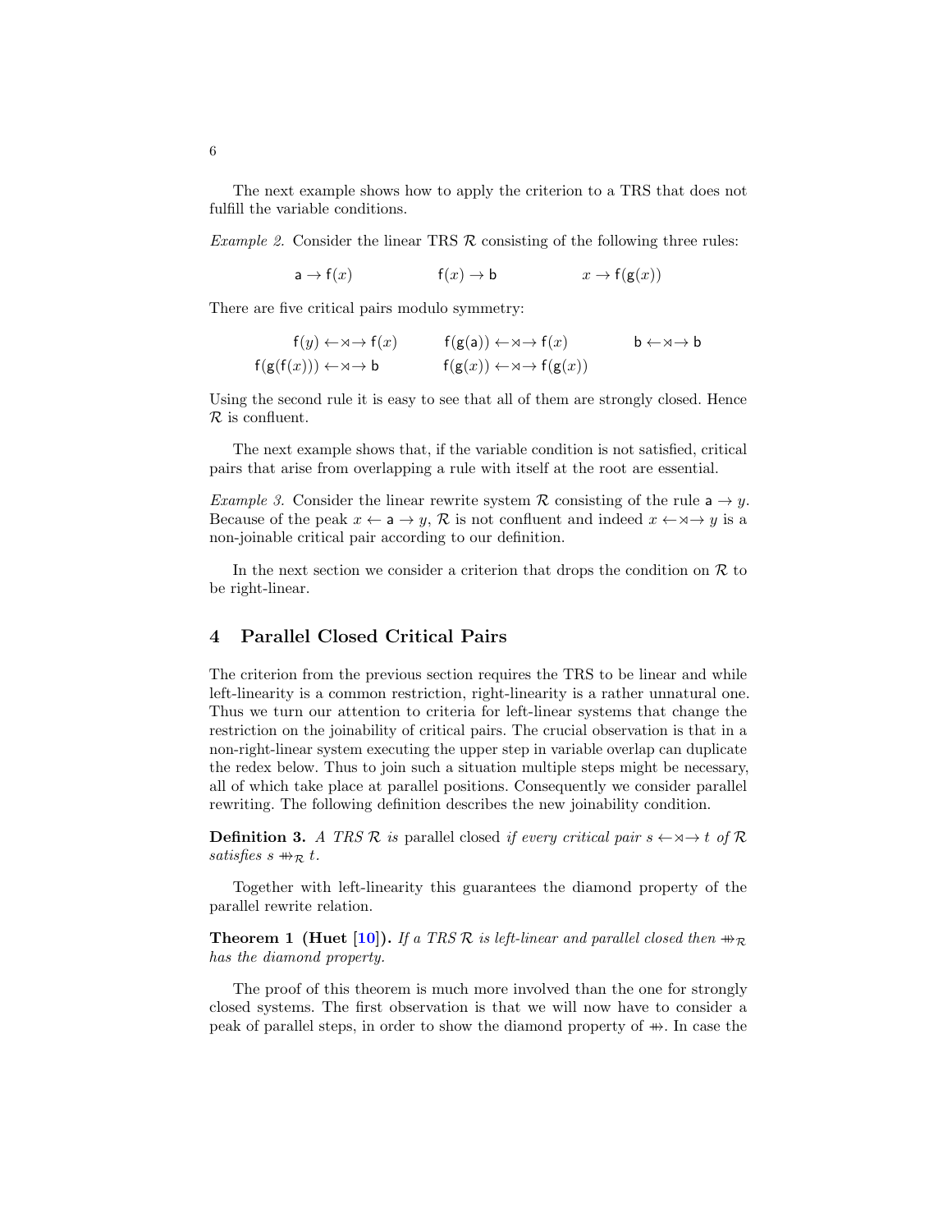The next example shows how to apply the criterion to a TRS that does not fulfill the variable conditions.

*Example 2.* Consider the linear TRS $\mathcal{R}$ consisting of the following three rules:

$$\mathsf{a} \to \mathsf{f}(x) \qquad\qquad \mathsf{f}(x) \to \mathsf{b} \qquad\qquad x \to \mathsf{f}(\mathsf{g}(x))$$

There are five critical pairs modulo symmetry:

$$\mathsf{f}(y) \leftarrow\!\rtimes\!\!\!\ltimes\!\to \mathsf{f}(x) \qquad \mathsf{f}(\mathsf{g}(\mathsf{a})) \leftarrow\!\rtimes\!\!\!\ltimes\!\to \mathsf{f}(x) \qquad \mathsf{b} \leftarrow\!\rtimes\!\!\!\ltimes\!\to \mathsf{b}$$
$$\mathsf{f}(\mathsf{g}(\mathsf{f}(x))) \leftarrow\!\rtimes\!\!\!\ltimes\!\to \mathsf{b} \qquad \mathsf{f}(\mathsf{g}(x)) \leftarrow\!\rtimes\!\!\!\ltimes\!\to \mathsf{f}(\mathsf{g}(x))$$

Using the second rule it is easy to see that all of them are strongly closed. Hence $\mathcal{R}$ is confluent.

The next example shows that, if the variable condition is not satisfied, critical pairs that arise from overlapping a rule with itself at the root are essential.

*Example 3.* Consider the linear rewrite system $\mathcal{R}$ consisting of the rule $\mathsf{a} \to y$. Because of the peak $x \leftarrow \mathsf{a} \to y$, $\mathcal{R}$ is not confluent and indeed $x \leftarrow\!\rtimes\!\!\!\ltimes\!\to y$ is a non-joinable critical pair according to our definition.

In the next section we consider a criterion that drops the condition on $\mathcal{R}$ to be right-linear.

## 4 Parallel Closed Critical Pairs

The criterion from the previous section requires the TRS to be linear and while left-linearity is a common restriction, right-linearity is a rather unnatural one. Thus we turn our attention to criteria for left-linear systems that change the restriction on the joinability of critical pairs. The crucial observation is that in a non-right-linear system executing the upper step in variable overlap can duplicate the redex below. Thus to join such a situation multiple steps might be necessary, all of which take place at parallel positions. Consequently we consider parallel rewriting. The following definition describes the new joinability condition.

**Definition 3.** *A TRS $\mathcal{R}$ is* parallel closed *if every critical pair $s \leftarrow\!\rtimes\!\!\!\ltimes\!\to t$ of $\mathcal{R}$ satisfies $s \mathrel{+\!\!\!\!\twoheadrightarrow}_{\mathcal{R}} t$.*

Together with left-linearity this guarantees the diamond property of the parallel rewrite relation.

**Theorem 1 (Huet [10]).** *If a TRS $\mathcal{R}$ is left-linear and parallel closed then $\mathrel{+\!\!\!\!\twoheadrightarrow}_{\mathcal{R}}$ has the diamond property.*

The proof of this theorem is much more involved than the one for strongly closed systems. The first observation is that we will now have to consider a peak of parallel steps, in order to show the diamond property of $\mathrel{+\!\!\!\!\twoheadrightarrow}$. In case the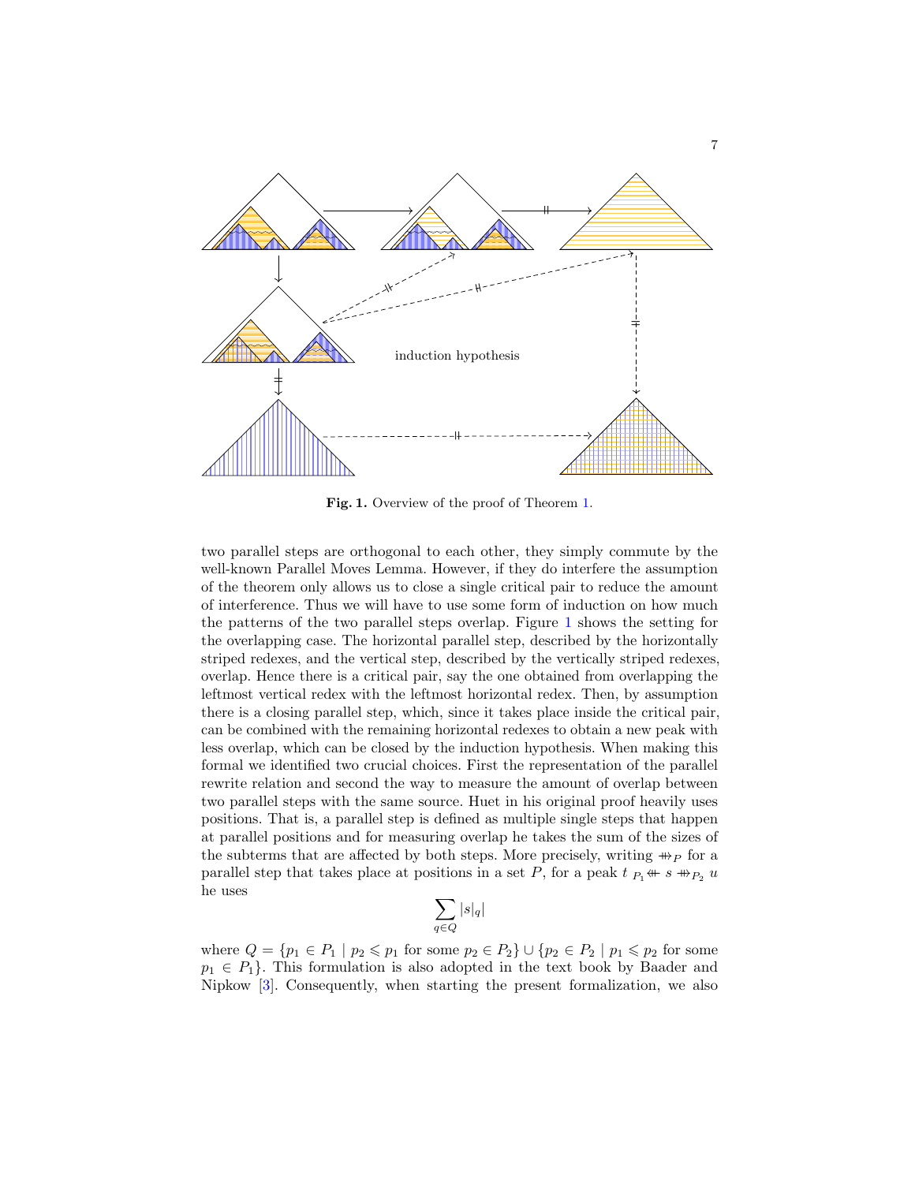induction hypothesis

**Fig. 1.** Overview of the proof of Theorem 1.

two parallel steps are orthogonal to each other, they simply commute by the well-known Parallel Moves Lemma. However, if they do interfere the assumption of the theorem only allows us to close a single critical pair to reduce the amount of interference. Thus we will have to use some form of induction on how much the patterns of the two parallel steps overlap. Figure 1 shows the setting for the overlapping case. The horizontal parallel step, described by the horizontally striped redexes, and the vertical step, described by the vertically striped redexes, overlap. Hence there is a critical pair, say the one obtained from overlapping the leftmost vertical redex with the leftmost horizontal redex. Then, by assumption there is a closing parallel step, which, since it takes place inside the critical pair, can be combined with the remaining horizontal redexes to obtain a new peak with less overlap, which can be closed by the induction hypothesis. When making this formal we identified two crucial choices. First the representation of the parallel rewrite relation and second the way to measure the amount of overlap between two parallel steps with the same source. Huet in his original proof heavily uses positions. That is, a parallel step is defined as multiple single steps that happen at parallel positions and for measuring overlap he takes the sum of the sizes of the subterms that are affected by both steps. More precisely, writing $\twoheadrightarrow\!\!\!\!\!\!\!\shortparallel_P$ for a parallel step that takes place at positions in a set $P$, for a peak $t \;{}_{P_1}\!\!\twoheadleftarrow\!\!\!\!\shortparallel\; s \twoheadrightarrow\!\!\!\!\!\!\!\shortparallel_{P_2} u$ he uses

$$\sum_{q \in Q} |s|_q|$$

where $Q = \{p_1 \in P_1 \mid p_2 \leqslant p_1 \text{ for some } p_2 \in P_2\} \cup \{p_2 \in P_2 \mid p_1 \leqslant p_2 \text{ for some } p_1 \in P_1\}$. This formulation is also adopted in the text book by Baader and Nipkow [3]. Consequently, when starting the present formalization, we also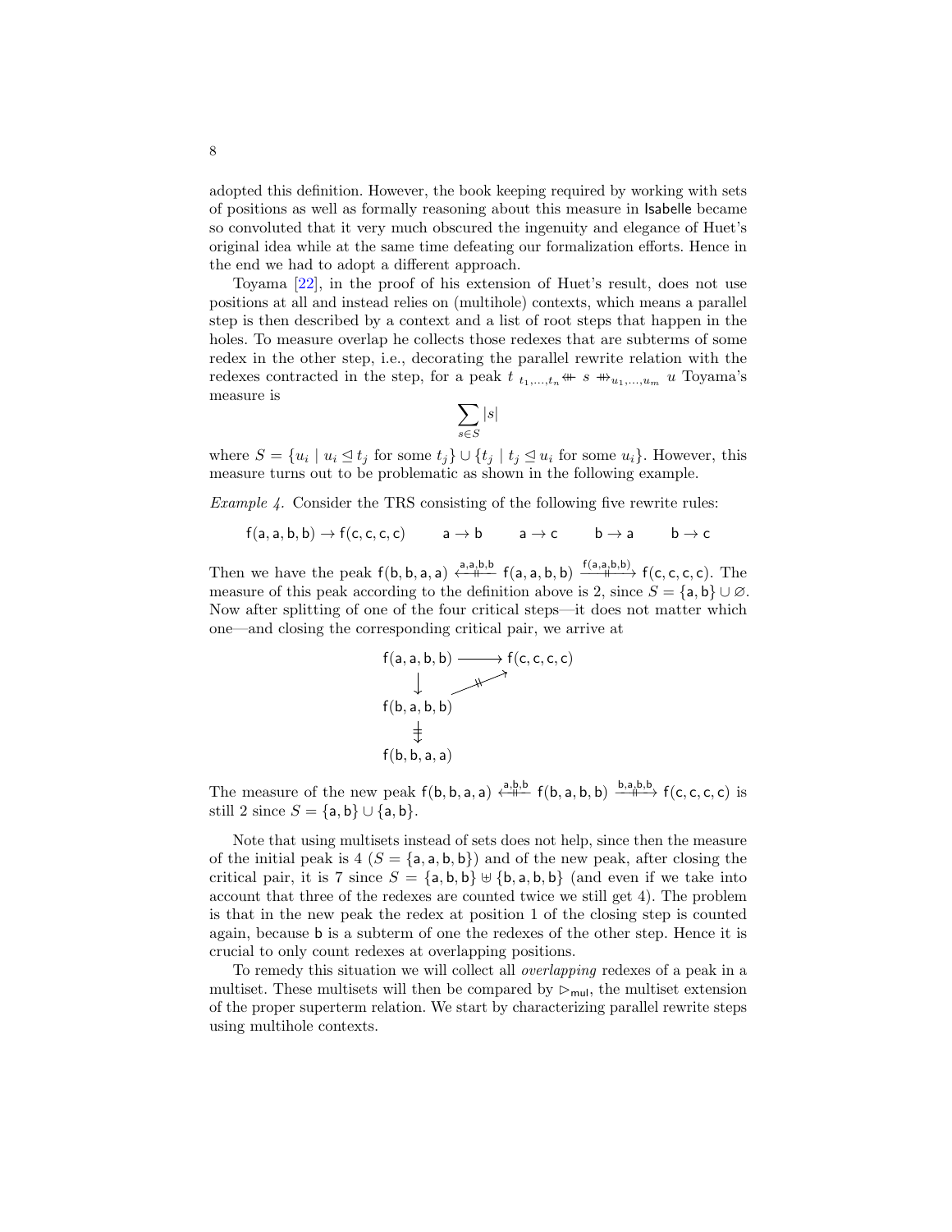adopted this definition. However, the book keeping required by working with sets of positions as well as formally reasoning about this measure in Isabelle became so convoluted that it very much obscured the ingenuity and elegance of Huet's original idea while at the same time defeating our formalization efforts. Hence in the end we had to adopt a different approach.

Toyama [22], in the proof of his extension of Huet's result, does not use positions at all and instead relies on (multihole) contexts, which means a parallel step is then described by a context and a list of root steps that happen in the holes. To measure overlap he collects those redexes that are subterms of some redex in the other step, i.e., decorating the parallel rewrite relation with the redexes contracted in the step, for a peak $t \;{}_{t_1,\ldots,t_n}\!\!\nleftarrow\!\!\!\!\!\!\nleftarrow s \twoheadrightarrow_{u_1,\ldots,u_m} u$ Toyama's measure is

$$\sum_{s \in S} |s|$$

where $S = \{u_i \mid u_i \trianglelefteq t_j \text{ for some } t_j\} \cup \{t_j \mid t_j \trianglelefteq u_i \text{ for some } u_i\}$. However, this measure turns out to be problematic as shown in the following example.

*Example 4.* Consider the TRS consisting of the following five rewrite rules:

$$\mathsf{f}(\mathsf{a},\mathsf{a},\mathsf{b},\mathsf{b}) \to \mathsf{f}(\mathsf{c},\mathsf{c},\mathsf{c},\mathsf{c}) \qquad \mathsf{a} \to \mathsf{b} \qquad \mathsf{a} \to \mathsf{c} \qquad \mathsf{b} \to \mathsf{a} \qquad \mathsf{b} \to \mathsf{c}$$

Then we have the peak $\mathsf{f}(\mathsf{b},\mathsf{b},\mathsf{a},\mathsf{a}) \xleftarrow{\mathsf{a},\mathsf{a},\mathsf{b},\mathsf{b}} \mathsf{f}(\mathsf{a},\mathsf{a},\mathsf{b},\mathsf{b}) \xrightarrow{\mathsf{f}(\mathsf{a},\mathsf{a},\mathsf{b},\mathsf{b})} \mathsf{f}(\mathsf{c},\mathsf{c},\mathsf{c},\mathsf{c})$. The measure of this peak according to the definition above is 2, since $S = \{\mathsf{a},\mathsf{b}\} \cup \varnothing$. Now after splitting of one of the four critical steps—it does not matter which one—and closing the corresponding critical pair, we arrive at

$$\begin{array}{ccc} \mathsf{f}(\mathsf{a},\mathsf{a},\mathsf{b},\mathsf{b}) & \longrightarrow & \mathsf{f}(\mathsf{c},\mathsf{c},\mathsf{c},\mathsf{c}) \\ \downarrow & \nearrow\!\!\!\!\!\!\nearrow & \\ \mathsf{f}(\mathsf{b},\mathsf{a},\mathsf{b},\mathsf{b}) & & \\ \Downarrow & & \\ \mathsf{f}(\mathsf{b},\mathsf{b},\mathsf{a},\mathsf{a}) & & \end{array}$$

The measure of the new peak $\mathsf{f}(\mathsf{b},\mathsf{b},\mathsf{a},\mathsf{a}) \xleftarrow{\mathsf{a},\mathsf{b},\mathsf{b}} \mathsf{f}(\mathsf{b},\mathsf{a},\mathsf{b},\mathsf{b}) \xrightarrow{\mathsf{b},\mathsf{a},\mathsf{b},\mathsf{b}} \mathsf{f}(\mathsf{c},\mathsf{c},\mathsf{c},\mathsf{c})$ is still 2 since $S = \{\mathsf{a},\mathsf{b}\} \cup \{\mathsf{a},\mathsf{b}\}$.

Note that using multisets instead of sets does not help, since then the measure of the initial peak is 4 ($S = \{\mathsf{a},\mathsf{a},\mathsf{b},\mathsf{b}\}$) and of the new peak, after closing the critical pair, it is 7 since $S = \{\mathsf{a},\mathsf{b},\mathsf{b}\} \uplus \{\mathsf{b},\mathsf{a},\mathsf{b},\mathsf{b}\}$ (and even if we take into account that three of the redexes are counted twice we still get 4). The problem is that in the new peak the redex at position 1 of the closing step is counted again, because $\mathsf{b}$ is a subterm of one the redexes of the other step. Hence it is crucial to only count redexes at overlapping positions.

To remedy this situation we will collect all *overlapping* redexes of a peak in a multiset. These multisets will then be compared by $\rhd_{\mathsf{mul}}$, the multiset extension of the proper superterm relation. We start by characterizing parallel rewrite steps using multihole contexts.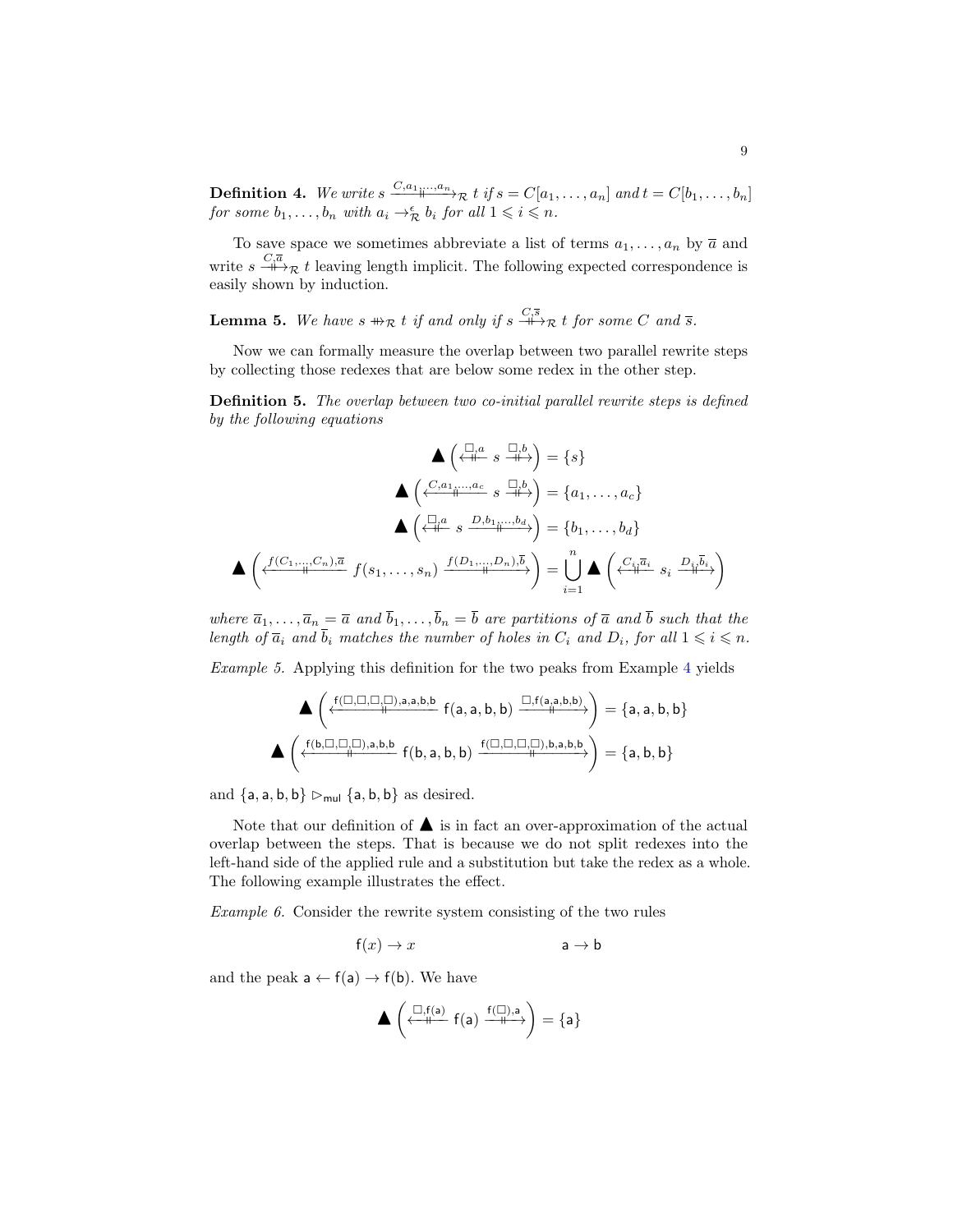**Definition 4.** *We write* $s \xrightarrow{C,a_1,\ldots,a_n}\!\!\!\!\!\!\!\!\!\!\!\!\!\!\!\!\mathrel{+\!\!\!\!\!\!+}\ _{\mathcal{R}}\ t$ *if* $s = C[a_1, \ldots, a_n]$ *and* $t = C[b_1, \ldots, b_n]$ *for some* $b_1, \ldots, b_n$ *with* $a_i \to^{\epsilon}_{\mathcal{R}} b_i$ *for all* $1 \leqslant i \leqslant n$.

To save space we sometimes abbreviate a list of terms $a_1, \ldots, a_n$ by $\overline{a}$ and write $s \xrightarrow{C,\overline{a}}_{\mathcal{R}} t$ leaving length implicit. The following expected correspondence is easily shown by induction.

**Lemma 5.** *We have* $s \mathrel{+\!\!\!\!\!\!\rightarrow}_{\mathcal{R}} t$ *if and only if* $s \xrightarrow{C,\overline{s}}_{\mathcal{R}} t$ *for some* $C$ *and* $\overline{s}$.

Now we can formally measure the overlap between two parallel rewrite steps by collecting those redexes that are below some redex in the other step.

**Definition 5.** *The overlap between two co-initial parallel rewrite steps is defined by the following equations*

$$\blacktriangle\left(\xleftarrow{\Box,a} s \xrightarrow{\Box,b}\right) = \{s\}$$

$$\blacktriangle\left(\xleftarrow{C,a_1,\ldots,a_c} s \xrightarrow{\Box,b}\right) = \{a_1, \ldots, a_c\}$$

$$\blacktriangle\left(\xleftarrow{\Box,a} s \xrightarrow{D,b_1,\ldots,b_d}\right) = \{b_1, \ldots, b_d\}$$

$$\blacktriangle\left(\xleftarrow{f(C_1,\ldots,C_n),\overline{a}} f(s_1, \ldots, s_n) \xrightarrow{f(D_1,\ldots,D_n),\overline{b}}\right) = \bigcup_{i=1}^{n} \blacktriangle\left(\xleftarrow{C_i,\overline{a}_i} s_i \xrightarrow{D_i,\overline{b}_i}\right)$$

*where* $\overline{a}_1, \ldots, \overline{a}_n = \overline{a}$ *and* $\overline{b}_1, \ldots, \overline{b}_n = \overline{b}$ *are partitions of* $\overline{a}$ *and* $\overline{b}$ *such that the length of* $\overline{a}_i$ *and* $\overline{b}_i$ *matches the number of holes in* $C_i$ *and* $D_i$, *for all* $1 \leqslant i \leqslant n$.

*Example 5.* Applying this definition for the two peaks from Example 4 yields

$$\blacktriangle\left(\xleftarrow{\mathsf{f}(\Box,\Box,\Box,\Box),\mathsf{a},\mathsf{a},\mathsf{b},\mathsf{b}} \mathsf{f}(\mathsf{a},\mathsf{a},\mathsf{b},\mathsf{b}) \xrightarrow{\Box,\mathsf{f}(\mathsf{a},\mathsf{a},\mathsf{b},\mathsf{b})}\right) = \{\mathsf{a},\mathsf{a},\mathsf{b},\mathsf{b}\}$$

$$\blacktriangle\left(\xleftarrow{\mathsf{f}(\mathsf{b},\Box,\Box,\Box),\mathsf{a},\mathsf{b},\mathsf{b}} \mathsf{f}(\mathsf{b},\mathsf{a},\mathsf{b},\mathsf{b}) \xrightarrow{\mathsf{f}(\Box,\Box,\Box,\Box),\mathsf{b},\mathsf{a},\mathsf{b},\mathsf{b}}\right) = \{\mathsf{a},\mathsf{b},\mathsf{b}\}$$

and $\{\mathsf{a},\mathsf{a},\mathsf{b},\mathsf{b}\} \rhd_{\mathsf{mul}} \{\mathsf{a},\mathsf{b},\mathsf{b}\}$ as desired.

Note that our definition of $\blacktriangle$ is in fact an over-approximation of the actual overlap between the steps. That is because we do not split redexes into the left-hand side of the applied rule and a substitution but take the redex as a whole. The following example illustrates the effect.

*Example 6.* Consider the rewrite system consisting of the two rules

$$\mathsf{f}(x) \to x \qquad\qquad \mathsf{a} \to \mathsf{b}$$

and the peak $\mathsf{a} \leftarrow \mathsf{f}(\mathsf{a}) \to \mathsf{f}(\mathsf{b})$. We have

$$\blacktriangle\left(\xleftarrow{\Box,\mathsf{f}(\mathsf{a})} \mathsf{f}(\mathsf{a}) \xrightarrow{\mathsf{f}(\Box),\mathsf{a}}\right) = \{\mathsf{a}\}$$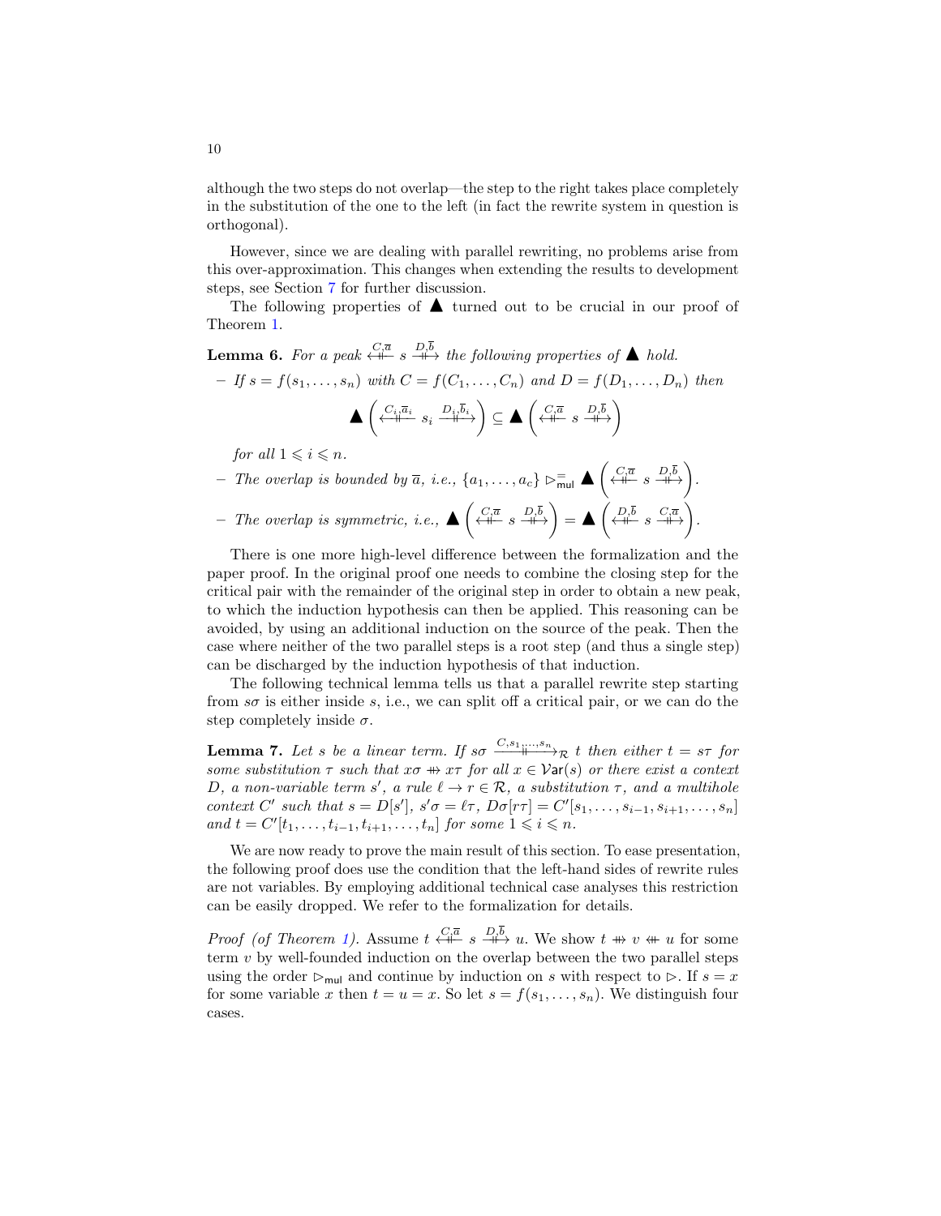although the two steps do not overlap—the step to the right takes place completely in the substitution of the one to the left (in fact the rewrite system in question is orthogonal).

However, since we are dealing with parallel rewriting, no problems arise from this over-approximation. This changes when extending the results to development steps, see Section 7 for further discussion.

The following properties of $\blacktriangle$ turned out to be crucial in our proof of Theorem 1.

**Lemma 6.** *For a peak* $\xleftarrow{C,\overline{a}}\!\!\!\!\!\!\!\!\!\!\!\!\!\!\!\;\;\;\;\;\;\;\; s \xrightarrow{D,\overline{b}}$ *the following properties of* $\blacktriangle$ *hold.*

- *If* $s = f(s_1,\dots,s_n)$ *with* $C = f(C_1,\dots,C_n)$ *and* $D = f(D_1,\dots,D_n)$ *then*

$$\blacktriangle\left(\xleftarrow{C_i,\overline{a}_i}\ s_i\ \xrightarrow{D_i,\overline{b}_i}\right) \subseteq \blacktriangle\left(\xleftarrow{C,\overline{a}}\ s\ \xrightarrow{D,\overline{b}}\right)$$

  *for all* $1 \leqslant i \leqslant n$.
- *The overlap is bounded by* $\overline{a}$, *i.e.,* $\{a_1,\dots,a_c\} \rhd_{\mathsf{mul}}^{=} \blacktriangle\left(\xleftarrow{C,\overline{a}}\ s\ \xrightarrow{D,\overline{b}}\right)$.
- *The overlap is symmetric, i.e.,* $\blacktriangle\left(\xleftarrow{C,\overline{a}}\ s\ \xrightarrow{D,\overline{b}}\right) = \blacktriangle\left(\xleftarrow{D,\overline{b}}\ s\ \xrightarrow{C,\overline{a}}\right)$.

There is one more high-level difference between the formalization and the paper proof. In the original proof one needs to combine the closing step for the critical pair with the remainder of the original step in order to obtain a new peak, to which the induction hypothesis can then be applied. This reasoning can be avoided, by using an additional induction on the source of the peak. Then the case where neither of the two parallel steps is a root step (and thus a single step) can be discharged by the induction hypothesis of that induction.

The following technical lemma tells us that a parallel rewrite step starting from $s\sigma$ is either inside $s$, i.e., we can split off a critical pair, or we can do the step completely inside $\sigma$.

**Lemma 7.** *Let* $s$ *be a linear term. If* $s\sigma \xrightarrow{C,s_1,\dots,s_n}_{\mathcal{R}} t$ *then either* $t = s\tau$ *for some substitution* $\tau$ *such that* $x\sigma \twoheadrightarrow x\tau$ *for all* $x \in \mathcal{V}\mathsf{ar}(s)$ *or there exist a context* $D$*, a non-variable term* $s'$*, a rule* $\ell \to r \in \mathcal{R}$*, a substitution* $\tau$*, and a multihole context* $C'$ *such that* $s = D[s']$*,* $s'\sigma = \ell\tau$*,* $D\sigma[r\tau] = C'[s_1,\dots,s_{i-1},s_{i+1},\dots,s_n]$ *and* $t = C'[t_1,\dots,t_{i-1},t_{i+1},\dots,t_n]$ *for some* $1 \leqslant i \leqslant n$.

We are now ready to prove the main result of this section. To ease presentation, the following proof does use the condition that the left-hand sides of rewrite rules are not variables. By employing additional technical case analyses this restriction can be easily dropped. We refer to the formalization for details.

*Proof (of Theorem 1).* Assume $t \xleftarrow{C,\overline{a}}\ s\ \xrightarrow{D,\overline{b}} u$. We show $t \twoheadrightarrow v \twoheadleftarrow u$ for some term $v$ by well-founded induction on the overlap between the two parallel steps using the order $\rhd_{\mathsf{mul}}$ and continue by induction on $s$ with respect to $\rhd$. If $s = x$ for some variable $x$ then $t = u = x$. So let $s = f(s_1,\dots,s_n)$. We distinguish four cases.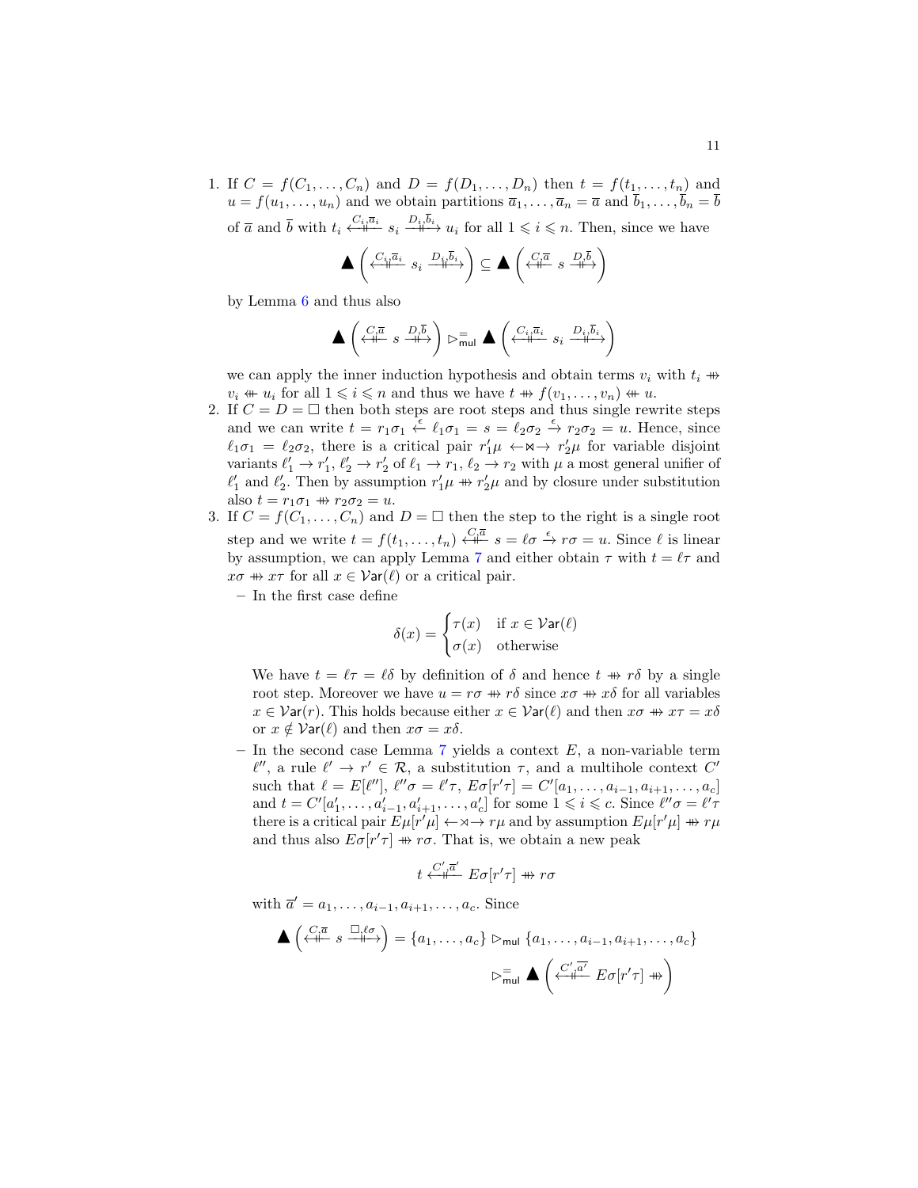1. If $C = f(C_1, \ldots, C_n)$ and $D = f(D_1, \ldots, D_n)$ then $t = f(t_1, \ldots, t_n)$ and $u = f(u_1, \ldots, u_n)$ and we obtain partitions $\overline{a}_1, \ldots, \overline{a}_n = \overline{a}$ and $\overline{b}_1, \ldots, \overline{b}_n = \overline{b}$ of $\overline{a}$ and $\overline{b}$ with $t_i \xleftarrow{C_i, \overline{a}_i} s_i \xrightarrow{D_i, \overline{b}_i} u_i$ for all $1 \leqslant i \leqslant n$. Then, since we have
$$\blacktriangle\left(\xleftarrow{C_i, \overline{a}_i} s_i \xrightarrow{D_i, \overline{b}_i}\right) \subseteq \blacktriangle\left(\xleftarrow{C, \overline{a}} s \xrightarrow{D, \overline{b}}\right)$$
by Lemma 6 and thus also
$$\blacktriangle\left(\xleftarrow{C, \overline{a}} s \xrightarrow{D, \overline{b}}\right) \rhd_{\mathsf{mul}}^{=} \blacktriangle\left(\xleftarrow{C_i, \overline{a}_i} s_i \xrightarrow{D_i, \overline{b}_i}\right)$$
we can apply the inner induction hypothesis and obtain terms $v_i$ with $t_i \twoheadrightarrow v_i \twoheadleftarrow u_i$ for all $1 \leqslant i \leqslant n$ and thus we have $t \twoheadrightarrow f(v_1, \ldots, v_n) \twoheadleftarrow u$.
2. If $C = D = \Box$ then both steps are root steps and thus single rewrite steps and we can write $t = r_1\sigma_1 \xleftarrow{\epsilon} \ell_1\sigma_1 = s = \ell_2\sigma_2 \xrightarrow{\epsilon} r_2\sigma_2 = u$. Hence, since $\ell_1\sigma_1 = \ell_2\sigma_2$, there is a critical pair $r_1'\mu \leftarrow\!\!\rtimes\!\!\rightarrow r_2'\mu$ for variable disjoint variants $\ell_1' \to r_1'$, $\ell_2' \to r_2'$ of $\ell_1 \to r_1$, $\ell_2 \to r_2$ with $\mu$ a most general unifier of $\ell_1'$ and $\ell_2'$. Then by assumption $r_1'\mu \twoheadrightarrow r_2'\mu$ and by closure under substitution also $t = r_1\sigma_1 \twoheadrightarrow r_2\sigma_2 = u$.
3. If $C = f(C_1, \ldots, C_n)$ and $D = \Box$ then the step to the right is a single root step and we write $t = f(t_1, \ldots, t_n) \xleftarrow{C, \overline{a}} s = \ell\sigma \xrightarrow{\epsilon} r\sigma = u$. Since $\ell$ is linear by assumption, we can apply Lemma 7 and either obtain $\tau$ with $t = \ell\tau$ and $x\sigma \twoheadrightarrow x\tau$ for all $x \in \mathcal{V}\mathsf{ar}(\ell)$ or a critical pair.
   - In the first case define
   $$\delta(x) = \begin{cases} \tau(x) & \text{if } x \in \mathcal{V}\mathsf{ar}(\ell) \\ \sigma(x) & \text{otherwise} \end{cases}$$
   We have $t = \ell\tau = \ell\delta$ by definition of $\delta$ and hence $t \twoheadrightarrow r\delta$ by a single root step. Moreover we have $u = r\sigma \twoheadrightarrow r\delta$ since $x\sigma \twoheadrightarrow x\delta$ for all variables $x \in \mathcal{V}\mathsf{ar}(r)$. This holds because either $x \in \mathcal{V}\mathsf{ar}(\ell)$ and then $x\sigma \twoheadrightarrow x\tau = x\delta$ or $x \notin \mathcal{V}\mathsf{ar}(\ell)$ and then $x\sigma = x\delta$.
   - In the second case Lemma 7 yields a context $E$, a non-variable term $\ell''$, a rule $\ell' \to r' \in \mathcal{R}$, a substitution $\tau$, and a multihole context $C'$ such that $\ell = E[\ell'']$, $\ell''\sigma = \ell'\tau$, $E\sigma[r'\tau] = C'[a_1, \ldots, a_{i-1}, a_{i+1}, \ldots, a_c]$ and $t = C'[a_1', \ldots, a_{i-1}', a_{i+1}', \ldots, a_c']$ for some $1 \leqslant i \leqslant c$. Since $\ell''\sigma = \ell'\tau$ there is a critical pair $E\mu[r'\mu] \leftarrow\!\!\rtimes\!\!\rightarrow r\mu$ and by assumption $E\mu[r'\mu] \twoheadrightarrow r\mu$ and thus also $E\sigma[r'\tau] \twoheadrightarrow r\sigma$. That is, we obtain a new peak
   $$t \xleftarrow{C', \overline{a}'} E\sigma[r'\tau] \twoheadrightarrow r\sigma$$
   with $\overline{a}' = a_1, \ldots, a_{i-1}, a_{i+1}, \ldots, a_c$. Since
   $$\blacktriangle\left(\xleftarrow{C, \overline{a}} s \xrightarrow{\Box, \ell\sigma}\right) = \{a_1, \ldots, a_c\} \rhd_{\mathsf{mul}} \{a_1, \ldots, a_{i-1}, a_{i+1}, \ldots, a_c\}$$
   $$\rhd_{\mathsf{mul}}^{=} \blacktriangle\left(\xleftarrow{C', \overline{a}'} E\sigma[r'\tau] \twoheadrightarrow\right)$$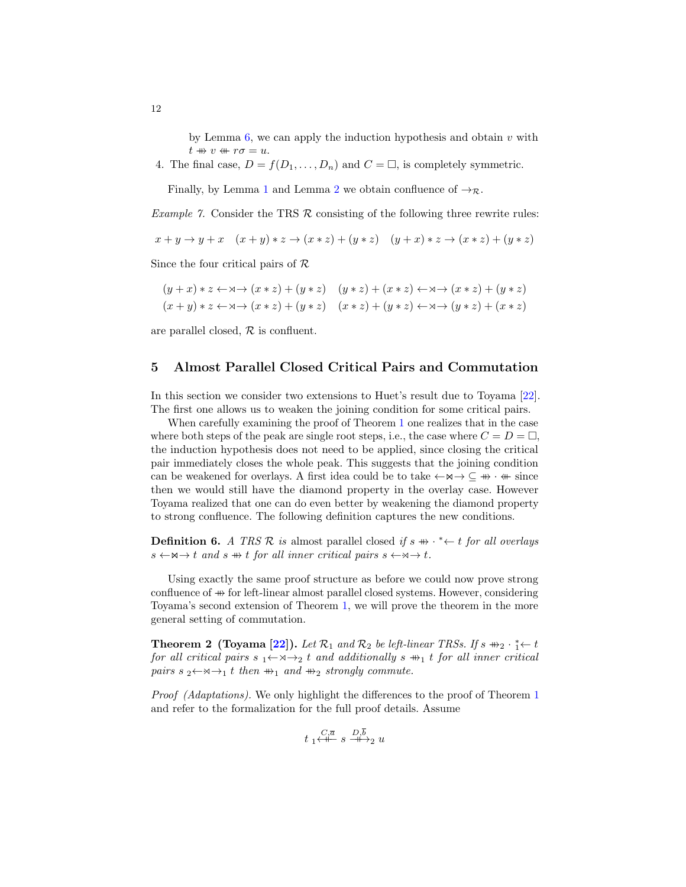by Lemma 6, we can apply the induction hypothesis and obtain $v$ with $t \mathrel{+\!\!\!\!\!\twoheadrightarrow} v \mathrel{\twoheadleftarrow\!\!\!\!\!+} r\sigma = u$.

4. The final case, $D = f(D_1, \ldots, D_n)$ and $C = \Box$, is completely symmetric.

Finally, by Lemma 1 and Lemma 2 we obtain confluence of $\to_{\mathcal{R}}$.

*Example 7.* Consider the TRS $\mathcal{R}$ consisting of the following three rewrite rules:

$$x + y \to y + x \quad (x + y) * z \to (x * z) + (y * z) \quad (y + x) * z \to (x * z) + (y * z)$$

Since the four critical pairs of $\mathcal{R}$

$$\begin{array}{ll} (y + x) * z \leftarrow\!\rtimes\!\to (x * z) + (y * z) & (y * z) + (x * z) \leftarrow\!\rtimes\!\to (x * z) + (y * z) \\ (x + y) * z \leftarrow\!\rtimes\!\to (x * z) + (y * z) & (x * z) + (y * z) \leftarrow\!\rtimes\!\to (y * z) + (x * z) \end{array}$$

are parallel closed, $\mathcal{R}$ is confluent.

## 5 Almost Parallel Closed Critical Pairs and Commutation

In this section we consider two extensions to Huet's result due to Toyama [22]. The first one allows us to weaken the joining condition for some critical pairs.

When carefully examining the proof of Theorem 1 one realizes that in the case where both steps of the peak are single root steps, i.e., the case where $C = D = \Box$, the induction hypothesis does not need to be applied, since closing the critical pair immediately closes the whole peak. This suggests that the joining condition can be weakened for overlays. A first idea could be to take $\leftarrow\!\bowtie\!\to \subseteq \mathrel{+\!\!\!\!\!\twoheadrightarrow} \cdot \mathrel{\twoheadleftarrow\!\!\!\!\!+}$ since then we would still have the diamond property in the overlay case. However Toyama realized that one can do even better by weakening the diamond property to strong confluence. The following definition captures the new conditions.

**Definition 6.** *A TRS $\mathcal{R}$ is* almost parallel closed *if $s \mathrel{+\!\!\!\!\!\twoheadrightarrow} \cdot {}^*\!\!\leftarrow t$ for all overlays $s \leftarrow\!\bowtie\!\to t$ and $s \mathrel{+\!\!\!\!\!\twoheadrightarrow} t$ for all inner critical pairs $s \leftarrow\!\rtimes\!\to t$.*

Using exactly the same proof structure as before we could now prove strong confluence of $\mathrel{+\!\!\!\!\!\twoheadrightarrow}$ for left-linear almost parallel closed systems. However, considering Toyama's second extension of Theorem 1, we will prove the theorem in the more general setting of commutation.

**Theorem 2 (Toyama [22]).** *Let $\mathcal{R}_1$ and $\mathcal{R}_2$ be left-linear TRSs. If $s \mathrel{+\!\!\!\!\!\twoheadrightarrow}_2 \cdot {}_1^*\!\!\leftarrow t$ for all critical pairs $s\ {}_1\!\!\leftarrow\!\rtimes\!\to_2 t$ and additionally $s \mathrel{+\!\!\!\!\!\twoheadrightarrow}_1 t$ for all inner critical pairs $s\ {}_2\!\!\leftarrow\!\rtimes\!\to_1 t$ then $\mathrel{+\!\!\!\!\!\twoheadrightarrow}_1$ and $\mathrel{+\!\!\!\!\!\twoheadrightarrow}_2$ strongly commute.*

*Proof (Adaptations).* We only highlight the differences to the proof of Theorem 1 and refer to the formalization for the full proof details. Assume

$$t\ {}_1\!\overset{C,\overline{a}}{\twoheadleftarrow\!\!\!\!\!+}\ s \overset{D,\overline{b}}{\mathrel{+\!\!\!\!\!\twoheadrightarrow}}_2\ u$$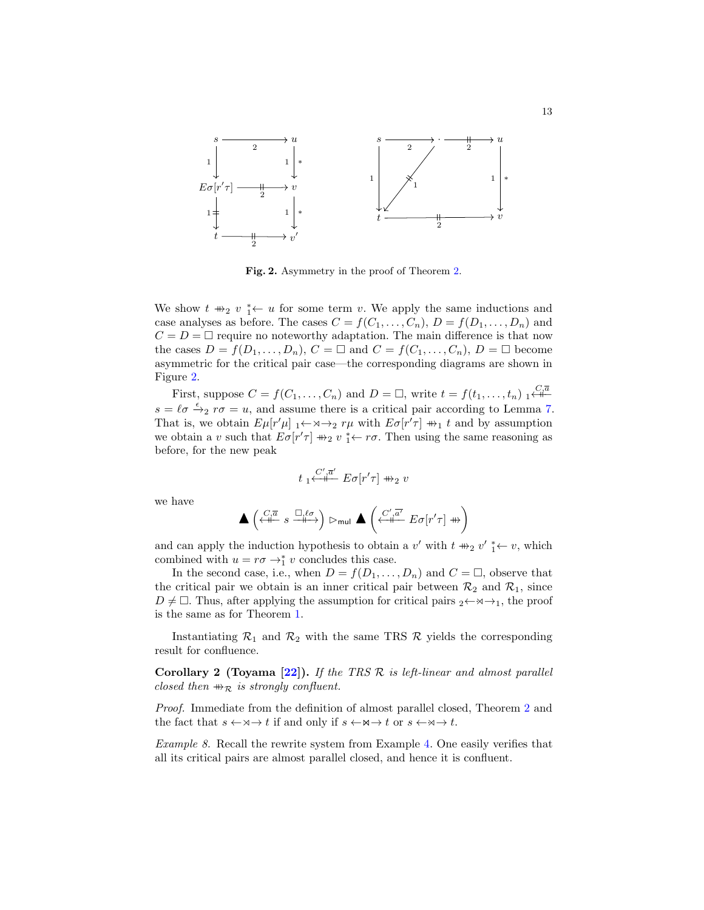**Fig. 2.** Asymmetry in the proof of Theorem 2.

We show $t \mathrel{+\!\!\!\!\twoheadrightarrow}_2 v \; {}_1^*\!\!\leftarrow u$ for some term $v$. We apply the same inductions and case analyses as before. The cases $C = f(C_1, \ldots, C_n)$, $D = f(D_1, \ldots, D_n)$ and $C = D = \Box$ require no noteworthy adaptation. The main difference is that now the cases $D = f(D_1, \ldots, D_n)$, $C = \Box$ and $C = f(C_1, \ldots, C_n)$, $D = \Box$ become asymmetric for the critical pair case—the corresponding diagrams are shown in Figure 2.

First, suppose $C = f(C_1, \ldots, C_n)$ and $D = \Box$, write $t = f(t_1, \ldots, t_n) \; {}_1\!\overset{C,\overline{a}}{\longleftarrow\!\!\!\!\!+\!\!\!-}$ $s = \ell\sigma \xrightarrow{\epsilon}_2 r\sigma = u$, and assume there is a critical pair according to Lemma 7. That is, we obtain $E\mu[r'\mu] \; {}_1\!\!\leftarrow\!\!\rtimes\!\!\rightarrow_2 r\mu$ with $E\sigma[r'\tau] \mathrel{+\!\!\!\!\twoheadrightarrow}_1 t$ and by assumption we obtain a $v$ such that $E\sigma[r'\tau] \mathrel{+\!\!\!\!\twoheadrightarrow}_2 v \; {}_1^*\!\!\leftarrow r\sigma$. Then using the same reasoning as before, for the new peak

$$t \; {}_1\!\overset{C',\overline{a}'}{\longleftarrow\!\!\!\!\!+\!\!\!-} E\sigma[r'\tau] \mathrel{+\!\!\!\!\twoheadrightarrow}_2 v$$

we have

$$\blacktriangle\left(\overset{C,\overline{a}}{\longleftarrow\!\!\!\!\!+\!\!\!-} s \overset{\Box,\ell\sigma}{-\!\!\!+\!\!\!\!\!\longrightarrow}\right) \rhd_{\mathsf{mul}} \blacktriangle\left(\overset{C',\overline{a'}}{\longleftarrow\!\!\!\!\!+\!\!\!-} E\sigma[r'\tau] \mathrel{+\!\!\!\!\twoheadrightarrow}\right)$$

and can apply the induction hypothesis to obtain a $v'$ with $t \mathrel{+\!\!\!\!\twoheadrightarrow}_2 v' \; {}_1^*\!\!\leftarrow v$, which combined with $u = r\sigma \rightarrow_1^* v$ concludes this case.

In the second case, i.e., when $D = f(D_1, \ldots, D_n)$ and $C = \Box$, observe that the critical pair we obtain is an inner critical pair between $\mathcal{R}_2$ and $\mathcal{R}_1$, since $D \neq \Box$. Thus, after applying the assumption for critical pairs ${}_2\!\!\leftarrow\!\!\rtimes\!\!\rightarrow_1$, the proof is the same as for Theorem 1.

Instantiating $\mathcal{R}_1$ and $\mathcal{R}_2$ with the same TRS $\mathcal{R}$ yields the corresponding result for confluence.

**Corollary 2 (Toyama [22]).** *If the TRS $\mathcal{R}$ is left-linear and almost parallel closed then $\mathrel{+\!\!\!\!\twoheadrightarrow}_{\mathcal{R}}$ is strongly confluent.*

*Proof.* Immediate from the definition of almost parallel closed, Theorem 2 and the fact that $s \leftarrow\!\!\rtimes\!\!\rightarrow t$ if and only if $s \leftarrow\!\!\bowtie\!\!\rightarrow t$ or $s \leftarrow\!\!\rtimes\!\!\rightarrow t$.

*Example 8.* Recall the rewrite system from Example 4. One easily verifies that all its critical pairs are almost parallel closed, and hence it is confluent.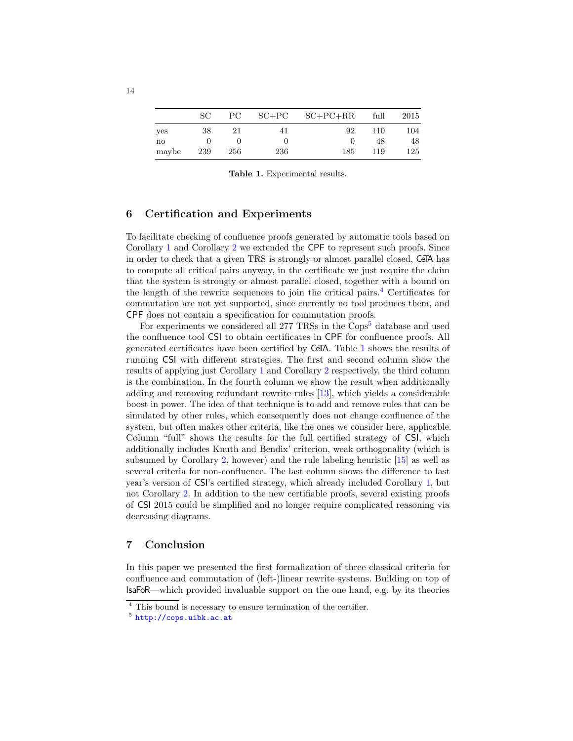| | SC | PC | SC+PC | SC+PC+RR | full | 2015 |
|---|---|---|---|---|---|---|
| yes | 38 | 21 | 41 | 92 | 110 | 104 |
| no | 0 | 0 | 0 | 0 | 48 | 48 |
| maybe | 239 | 256 | 236 | 185 | 119 | 125 |

**Table 1.** Experimental results.

## 6 Certification and Experiments

To facilitate checking of confluence proofs generated by automatic tools based on Corollary 1 and Corollary 2 we extended the CPF to represent such proofs. Since in order to check that a given TRS is strongly or almost parallel closed, CeTA has to compute all critical pairs anyway, in the certificate we just require the claim that the system is strongly or almost parallel closed, together with a bound on the length of the rewrite sequences to join the critical pairs.[4] Certificates for commutation are not yet supported, since currently no tool produces them, and CPF does not contain a specification for commutation proofs.

For experiments we considered all 277 TRSs in the Cops[5] database and used the confluence tool CSI to obtain certificates in CPF for confluence proofs. All generated certificates have been certified by CeTA. Table 1 shows the results of running CSI with different strategies. The first and second column show the results of applying just Corollary 1 and Corollary 2 respectively, the third column is the combination. In the fourth column we show the result when additionally adding and removing redundant rewrite rules [13], which yields a considerable boost in power. The idea of that technique is to add and remove rules that can be simulated by other rules, which consequently does not change confluence of the system, but often makes other criteria, like the ones we consider here, applicable. Column "full" shows the results for the full certified strategy of CSI, which additionally includes Knuth and Bendix' criterion, weak orthogonality (which is subsumed by Corollary 2, however) and the rule labeling heuristic [15] as well as several criteria for non-confluence. The last column shows the difference to last year's version of CSI's certified strategy, which already included Corollary 1, but not Corollary 2. In addition to the new certifiable proofs, several existing proofs of CSI 2015 could be simplified and no longer require complicated reasoning via decreasing diagrams.

## 7 Conclusion

In this paper we presented the first formalization of three classical criteria for confluence and commutation of (left-)linear rewrite systems. Building on top of IsaFoR—which provided invaluable support on the one hand, e.g. by its theories

[4] This bound is necessary to ensure termination of the certifier.

[5] http://cops.uibk.ac.at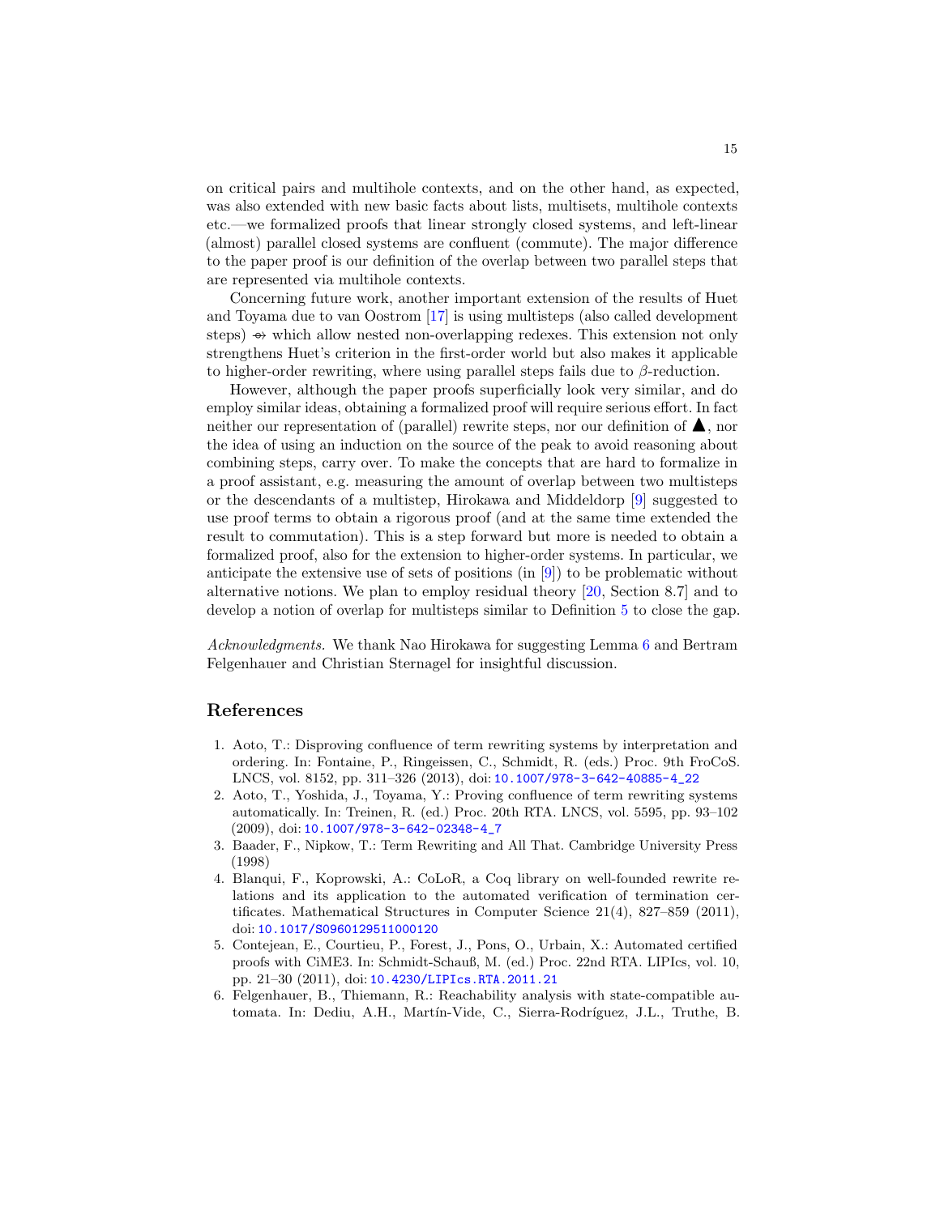on critical pairs and multihole contexts, and on the other hand, as expected, was also extended with new basic facts about lists, multisets, multihole contexts etc.—we formalized proofs that linear strongly closed systems, and left-linear (almost) parallel closed systems are confluent (commute). The major difference to the paper proof is our definition of the overlap between two parallel steps that are represented via multihole contexts.

Concerning future work, another important extension of the results of Huet and Toyama due to van Oostrom [17] is using multisteps (also called development steps) $\multimap\!\!\!\rightarrow$ which allow nested non-overlapping redexes. This extension not only strengthens Huet's criterion in the first-order world but also makes it applicable to higher-order rewriting, where using parallel steps fails due to $\beta$-reduction.

However, although the paper proofs superficially look very similar, and do employ similar ideas, obtaining a formalized proof will require serious effort. In fact neither our representation of (parallel) rewrite steps, nor our definition of $\blacktriangle$, nor the idea of using an induction on the source of the peak to avoid reasoning about combining steps, carry over. To make the concepts that are hard to formalize in a proof assistant, e.g. measuring the amount of overlap between two multisteps or the descendants of a multistep, Hirokawa and Middeldorp [9] suggested to use proof terms to obtain a rigorous proof (and at the same time extended the result to commutation). This is a step forward but more is needed to obtain a formalized proof, also for the extension to higher-order systems. In particular, we anticipate the extensive use of sets of positions (in [9]) to be problematic without alternative notions. We plan to employ residual theory [20, Section 8.7] and to develop a notion of overlap for multisteps similar to Definition 5 to close the gap.

*Acknowledgments.* We thank Nao Hirokawa for suggesting Lemma 6 and Bertram Felgenhauer and Christian Sternagel for insightful discussion.

## References

1. Aoto, T.: Disproving confluence of term rewriting systems by interpretation and ordering. In: Fontaine, P., Ringeissen, C., Schmidt, R. (eds.) Proc. 9th FroCoS. LNCS, vol. 8152, pp. 311–326 (2013), doi: 10.1007/978-3-642-40885-4_22
2. Aoto, T., Yoshida, J., Toyama, Y.: Proving confluence of term rewriting systems automatically. In: Treinen, R. (ed.) Proc. 20th RTA. LNCS, vol. 5595, pp. 93–102 (2009), doi: 10.1007/978-3-642-02348-4_7
3. Baader, F., Nipkow, T.: Term Rewriting and All That. Cambridge University Press (1998)
4. Blanqui, F., Koprowski, A.: CoLoR, a Coq library on well-founded rewrite relations and its application to the automated verification of termination certificates. Mathematical Structures in Computer Science 21(4), 827–859 (2011), doi: 10.1017/S0960129511000120
5. Contejean, E., Courtieu, P., Forest, J., Pons, O., Urbain, X.: Automated certified proofs with CiME3. In: Schmidt-Schauß, M. (ed.) Proc. 22nd RTA. LIPIcs, vol. 10, pp. 21–30 (2011), doi: 10.4230/LIPIcs.RTA.2011.21
6. Felgenhauer, B., Thiemann, R.: Reachability analysis with state-compatible automata. In: Dediu, A.H., Martín-Vide, C., Sierra-Rodríguez, J.L., Truthe, B.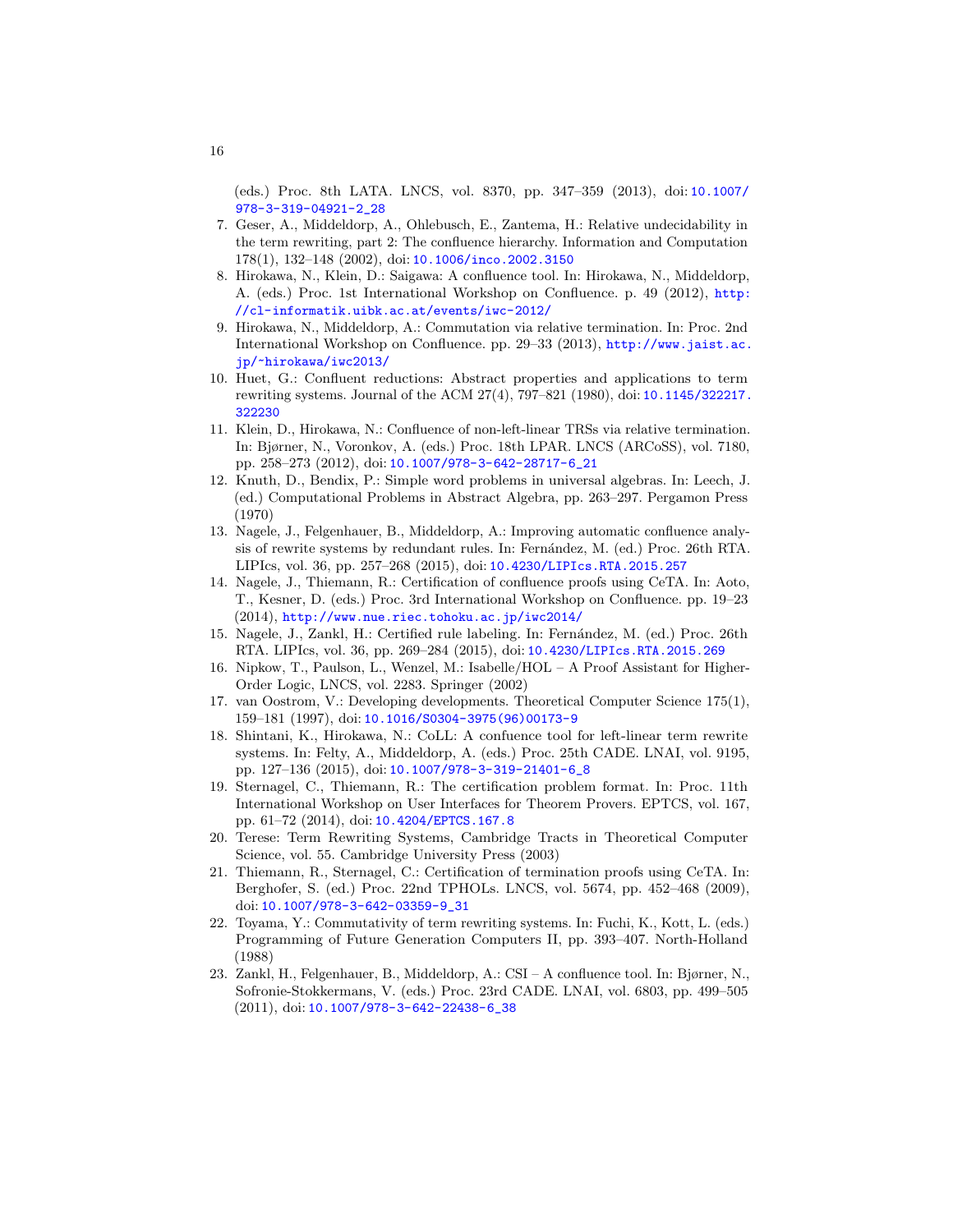(eds.) Proc. 8th LATA. LNCS, vol. 8370, pp. 347–359 (2013), doi: 10.1007/978-3-319-04921-2_28

7. Geser, A., Middeldorp, A., Ohlebusch, E., Zantema, H.: Relative undecidability in the term rewriting, part 2: The confluence hierarchy. Information and Computation 178(1), 132–148 (2002), doi: 10.1006/inco.2002.3150
8. Hirokawa, N., Klein, D.: Saigawa: A confluence tool. In: Hirokawa, N., Middeldorp, A. (eds.) Proc. 1st International Workshop on Confluence. p. 49 (2012), http://cl-informatik.uibk.ac.at/events/iwc-2012/
9. Hirokawa, N., Middeldorp, A.: Commutation via relative termination. In: Proc. 2nd International Workshop on Confluence. pp. 29–33 (2013), http://www.jaist.ac.jp/~hirokawa/iwc2013/
10. Huet, G.: Confluent reductions: Abstract properties and applications to term rewriting systems. Journal of the ACM 27(4), 797–821 (1980), doi: 10.1145/322217.322230
11. Klein, D., Hirokawa, N.: Confluence of non-left-linear TRSs via relative termination. In: Bjørner, N., Voronkov, A. (eds.) Proc. 18th LPAR. LNCS (ARCoSS), vol. 7180, pp. 258–273 (2012), doi: 10.1007/978-3-642-28717-6_21
12. Knuth, D., Bendix, P.: Simple word problems in universal algebras. In: Leech, J. (ed.) Computational Problems in Abstract Algebra, pp. 263–297. Pergamon Press (1970)
13. Nagele, J., Felgenhauer, B., Middeldorp, A.: Improving automatic confluence analysis of rewrite systems by redundant rules. In: Fernández, M. (ed.) Proc. 26th RTA. LIPIcs, vol. 36, pp. 257–268 (2015), doi: 10.4230/LIPIcs.RTA.2015.257
14. Nagele, J., Thiemann, R.: Certification of confluence proofs using CeTA. In: Aoto, T., Kesner, D. (eds.) Proc. 3rd International Workshop on Confluence. pp. 19–23 (2014), http://www.nue.riec.tohoku.ac.jp/iwc2014/
15. Nagele, J., Zankl, H.: Certified rule labeling. In: Fernández, M. (ed.) Proc. 26th RTA. LIPIcs, vol. 36, pp. 269–284 (2015), doi: 10.4230/LIPIcs.RTA.2015.269
16. Nipkow, T., Paulson, L., Wenzel, M.: Isabelle/HOL – A Proof Assistant for Higher-Order Logic, LNCS, vol. 2283. Springer (2002)
17. van Oostrom, V.: Developing developments. Theoretical Computer Science 175(1), 159–181 (1997), doi: 10.1016/S0304-3975(96)00173-9
18. Shintani, K., Hirokawa, N.: CoLL: A confuence tool for left-linear term rewrite systems. In: Felty, A., Middeldorp, A. (eds.) Proc. 25th CADE. LNAI, vol. 9195, pp. 127–136 (2015), doi: 10.1007/978-3-319-21401-6_8
19. Sternagel, C., Thiemann, R.: The certification problem format. In: Proc. 11th International Workshop on User Interfaces for Theorem Provers. EPTCS, vol. 167, pp. 61–72 (2014), doi: 10.4204/EPTCS.167.8
20. Terese: Term Rewriting Systems, Cambridge Tracts in Theoretical Computer Science, vol. 55. Cambridge University Press (2003)
21. Thiemann, R., Sternagel, C.: Certification of termination proofs using CeTA. In: Berghofer, S. (ed.) Proc. 22nd TPHOLs. LNCS, vol. 5674, pp. 452–468 (2009), doi: 10.1007/978-3-642-03359-9_31
22. Toyama, Y.: Commutativity of term rewriting systems. In: Fuchi, K., Kott, L. (eds.) Programming of Future Generation Computers II, pp. 393–407. North-Holland (1988)
23. Zankl, H., Felgenhauer, B., Middeldorp, A.: CSI – A confluence tool. In: Bjørner, N., Sofronie-Stokkermans, V. (eds.) Proc. 23rd CADE. LNAI, vol. 6803, pp. 499–505 (2011), doi: 10.1007/978-3-642-22438-6_38